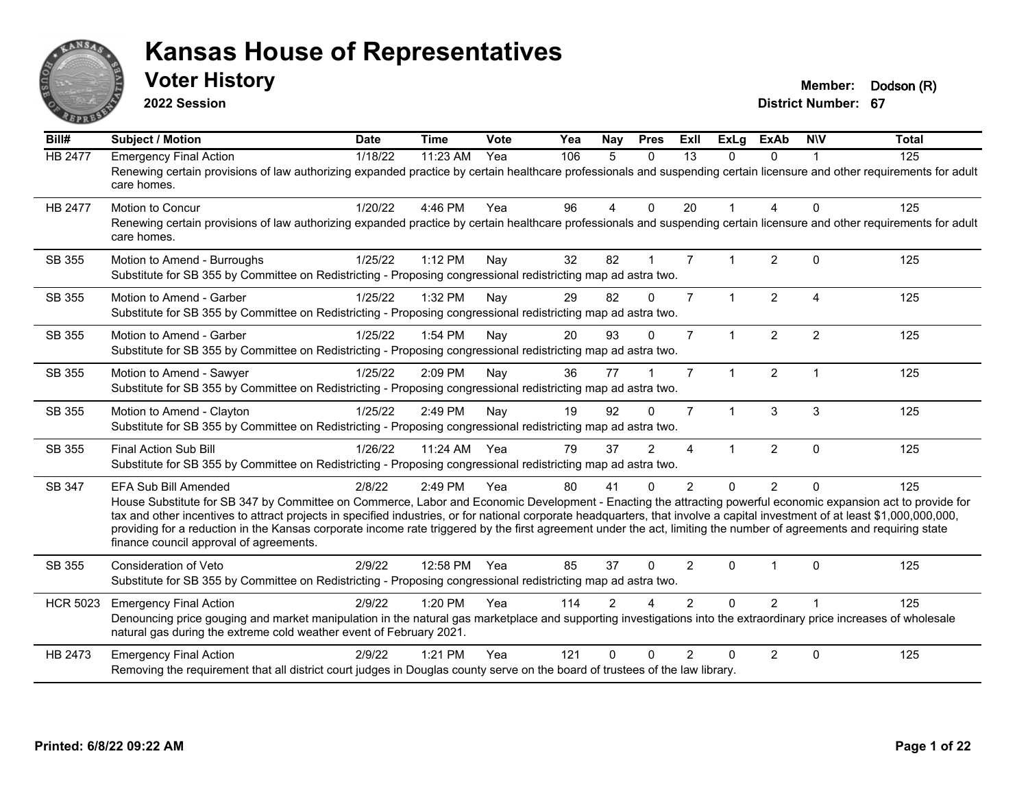# Kansas House of Representatives

## Voter History

**2022 Session**

**Member:** Dodson (R)
**District Number:** 67

| Bill# | Subject / Motion | Date | Time | Vote | Yea | Nay | Pres | ExII | ExLg | ExAb | N\V | Total |
|---|---|---|---|---|---|---|---|---|---|---|---|---|
| HB 2477 | Emergency Final Action | 1/18/22 | 11:23 AM | Yea | 106 | 5 | 0 | 13 | 0 | 0 | 1 | 125 |
| | Renewing certain provisions of law authorizing expanded practice by certain healthcare professionals and suspending certain licensure and other requirements for adult care homes. | | | | | | | | | | | |
| HB 2477 | Motion to Concur | 1/20/22 | 4:46 PM | Yea | 96 | 4 | 0 | 20 | 1 | 4 | 0 | 125 |
| | Renewing certain provisions of law authorizing expanded practice by certain healthcare professionals and suspending certain licensure and other requirements for adult care homes. | | | | | | | | | | | |
| SB 355 | Motion to Amend - Burroughs | 1/25/22 | 1:12 PM | Nay | 32 | 82 | 1 | 7 | 1 | 2 | 0 | 125 |
| | Substitute for SB 355 by Committee on Redistricting - Proposing congressional redistricting map ad astra two. | | | | | | | | | | | |
| SB 355 | Motion to Amend - Garber | 1/25/22 | 1:32 PM | Nay | 29 | 82 | 0 | 7 | 1 | 2 | 4 | 125 |
| | Substitute for SB 355 by Committee on Redistricting - Proposing congressional redistricting map ad astra two. | | | | | | | | | | | |
| SB 355 | Motion to Amend - Garber | 1/25/22 | 1:54 PM | Nay | 20 | 93 | 0 | 7 | 1 | 2 | 2 | 125 |
| | Substitute for SB 355 by Committee on Redistricting - Proposing congressional redistricting map ad astra two. | | | | | | | | | | | |
| SB 355 | Motion to Amend - Sawyer | 1/25/22 | 2:09 PM | Nay | 36 | 77 | 1 | 7 | 1 | 2 | 1 | 125 |
| | Substitute for SB 355 by Committee on Redistricting - Proposing congressional redistricting map ad astra two. | | | | | | | | | | | |
| SB 355 | Motion to Amend - Clayton | 1/25/22 | 2:49 PM | Nay | 19 | 92 | 0 | 7 | 1 | 3 | 3 | 125 |
| | Substitute for SB 355 by Committee on Redistricting - Proposing congressional redistricting map ad astra two. | | | | | | | | | | | |
| SB 355 | Final Action Sub Bill | 1/26/22 | 11:24 AM | Yea | 79 | 37 | 2 | 4 | 1 | 2 | 0 | 125 |
| | Substitute for SB 355 by Committee on Redistricting - Proposing congressional redistricting map ad astra two. | | | | | | | | | | | |
| SB 347 | EFA Sub Bill Amended | 2/8/22 | 2:49 PM | Yea | 80 | 41 | 0 | 2 | 0 | 2 | 0 | 125 |
| | House Substitute for SB 347 by Committee on Commerce, Labor and Economic Development - Enacting the attracting powerful economic expansion act to provide for tax and other incentives to attract projects in specified industries, or for national corporate headquarters, that involve a capital investment of at least $1,000,000,000, providing for a reduction in the Kansas corporate income rate triggered by the first agreement under the act, limiting the number of agreements and requiring state finance council approval of agreements. | | | | | | | | | | | |
| SB 355 | Consideration of Veto | 2/9/22 | 12:58 PM | Yea | 85 | 37 | 0 | 2 | 0 | 1 | 0 | 125 |
| | Substitute for SB 355 by Committee on Redistricting - Proposing congressional redistricting map ad astra two. | | | | | | | | | | | |
| HCR 5023 | Emergency Final Action | 2/9/22 | 1:20 PM | Yea | 114 | 2 | 4 | 2 | 0 | 2 | 1 | 125 |
| | Denouncing price gouging and market manipulation in the natural gas marketplace and supporting investigations into the extraordinary price increases of wholesale natural gas during the extreme cold weather event of February 2021. | | | | | | | | | | | |
| HB 2473 | Emergency Final Action | 2/9/22 | 1:21 PM | Yea | 121 | 0 | 0 | 2 | 0 | 2 | 0 | 125 |
| | Removing the requirement that all district court judges in Douglas county serve on the board of trustees of the law library. | | | | | | | | | | | |

**Printed: 6/8/22 09:22 AM**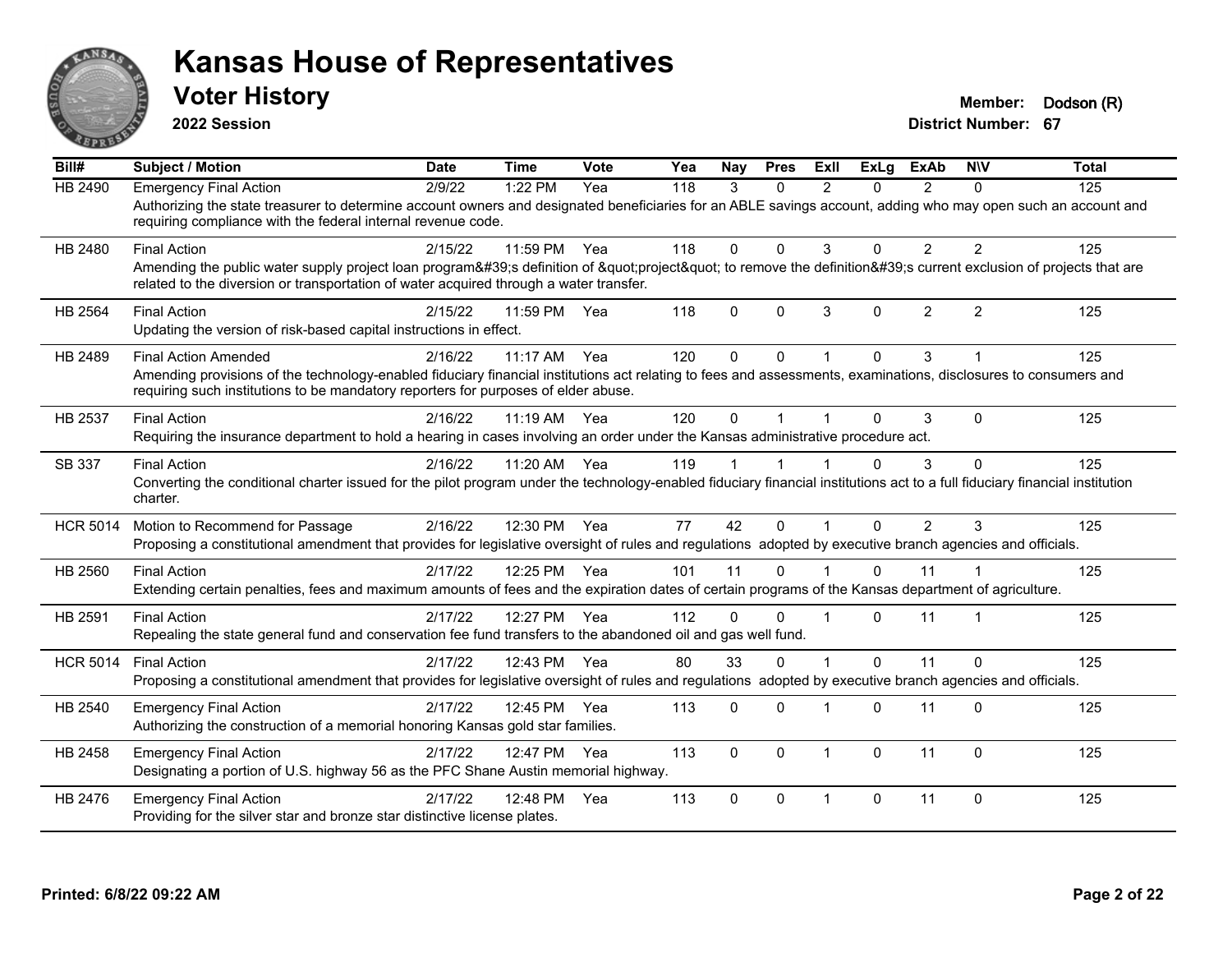# Kansas House of Representatives

## Voter History

**2022 Session**

**Member:** Dodson (R)

**District Number:** 67

| Bill# | Subject / Motion | Date | Time | Vote | Yea | Nay | Pres | ExII | ExLg | ExAb | N\V | Total |
|---|---|---|---|---|---|---|---|---|---|---|---|---|
| HB 2490 | Emergency Final Action | 2/9/22 | 1:22 PM | Yea | 118 | 3 | 0 | 2 | 0 | 2 | 0 | 125 |
| | Authorizing the state treasurer to determine account owners and designated beneficiaries for an ABLE savings account, adding who may open such an account and requiring compliance with the federal internal revenue code. | | | | | | | | | | | |
| HB 2480 | Final Action | 2/15/22 | 11:59 PM | Yea | 118 | 0 | 0 | 3 | 0 | 2 | 2 | 125 |
| | Amending the public water supply project loan program&#39;s definition of &quot;project&quot; to remove the definition&#39;s current exclusion of projects that are related to the diversion or transportation of water acquired through a water transfer. | | | | | | | | | | | |
| HB 2564 | Final Action | 2/15/22 | 11:59 PM | Yea | 118 | 0 | 0 | 3 | 0 | 2 | 2 | 125 |
| | Updating the version of risk-based capital instructions in effect. | | | | | | | | | | | |
| HB 2489 | Final Action Amended | 2/16/22 | 11:17 AM | Yea | 120 | 0 | 0 | 1 | 0 | 3 | 1 | 125 |
| | Amending provisions of the technology-enabled fiduciary financial institutions act relating to fees and assessments, examinations, disclosures to consumers and requiring such institutions to be mandatory reporters for purposes of elder abuse. | | | | | | | | | | | |
| HB 2537 | Final Action | 2/16/22 | 11:19 AM | Yea | 120 | 0 | 1 | 1 | 0 | 3 | 0 | 125 |
| | Requiring the insurance department to hold a hearing in cases involving an order under the Kansas administrative procedure act. | | | | | | | | | | | |
| SB 337 | Final Action | 2/16/22 | 11:20 AM | Yea | 119 | 1 | 1 | 1 | 0 | 3 | 0 | 125 |
| | Converting the conditional charter issued for the pilot program under the technology-enabled fiduciary financial institutions act to a full fiduciary financial institution charter. | | | | | | | | | | | |
| HCR 5014 | Motion to Recommend for Passage | 2/16/22 | 12:30 PM | Yea | 77 | 42 | 0 | 1 | 0 | 2 | 3 | 125 |
| | Proposing a constitutional amendment that provides for legislative oversight of rules and regulations adopted by executive branch agencies and officials. | | | | | | | | | | | |
| HB 2560 | Final Action | 2/17/22 | 12:25 PM | Yea | 101 | 11 | 0 | 1 | 0 | 11 | 1 | 125 |
| | Extending certain penalties, fees and maximum amounts of fees and the expiration dates of certain programs of the Kansas department of agriculture. | | | | | | | | | | | |
| HB 2591 | Final Action | 2/17/22 | 12:27 PM | Yea | 112 | 0 | 0 | 1 | 0 | 11 | 1 | 125 |
| | Repealing the state general fund and conservation fee fund transfers to the abandoned oil and gas well fund. | | | | | | | | | | | |
| HCR 5014 | Final Action | 2/17/22 | 12:43 PM | Yea | 80 | 33 | 0 | 1 | 0 | 11 | 0 | 125 |
| | Proposing a constitutional amendment that provides for legislative oversight of rules and regulations adopted by executive branch agencies and officials. | | | | | | | | | | | |
| HB 2540 | Emergency Final Action | 2/17/22 | 12:45 PM | Yea | 113 | 0 | 0 | 1 | 0 | 11 | 0 | 125 |
| | Authorizing the construction of a memorial honoring Kansas gold star families. | | | | | | | | | | | |
| HB 2458 | Emergency Final Action | 2/17/22 | 12:47 PM | Yea | 113 | 0 | 0 | 1 | 0 | 11 | 0 | 125 |
| | Designating a portion of U.S. highway 56 as the PFC Shane Austin memorial highway. | | | | | | | | | | | |
| HB 2476 | Emergency Final Action | 2/17/22 | 12:48 PM | Yea | 113 | 0 | 0 | 1 | 0 | 11 | 0 | 125 |
| | Providing for the silver star and bronze star distinctive license plates. | | | | | | | | | | | |

**Printed: 6/8/22 09:22 AM**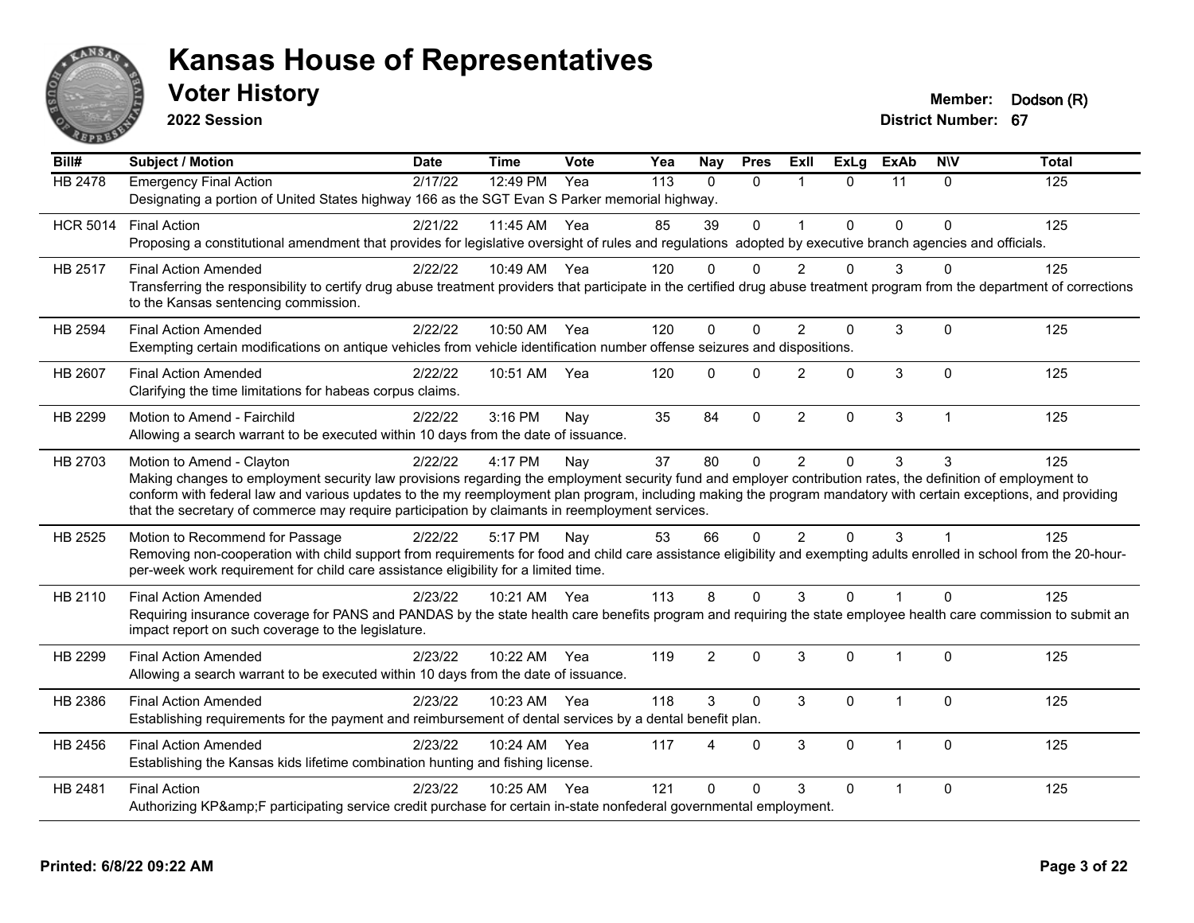# Kansas House of Representatives

## Voter History

**2022 Session**

**Member:** Dodson (R)
**District Number:** 67

| Bill# | Subject / Motion | Date | Time | Vote | Yea | Nay | Pres | ExII | ExLg | ExAb | N\V | Total |
|---|---|---|---|---|---|---|---|---|---|---|---|---|
| HB 2478 | Emergency Final Action | 2/17/22 | 12:49 PM | Yea | 113 | 0 | 0 | 1 | 0 | 11 | 0 | 125 |
| | Designating a portion of United States highway 166 as the SGT Evan S Parker memorial highway. | | | | | | | | | | | |
| HCR 5014 | Final Action | 2/21/22 | 11:45 AM | Yea | 85 | 39 | 0 | 1 | 0 | 0 | 0 | 125 |
| | Proposing a constitutional amendment that provides for legislative oversight of rules and regulations adopted by executive branch agencies and officials. | | | | | | | | | | | |
| HB 2517 | Final Action Amended | 2/22/22 | 10:49 AM | Yea | 120 | 0 | 0 | 2 | 0 | 3 | 0 | 125 |
| | Transferring the responsibility to certify drug abuse treatment providers that participate in the certified drug abuse treatment program from the department of corrections to the Kansas sentencing commission. | | | | | | | | | | | |
| HB 2594 | Final Action Amended | 2/22/22 | 10:50 AM | Yea | 120 | 0 | 0 | 2 | 0 | 3 | 0 | 125 |
| | Exempting certain modifications on antique vehicles from vehicle identification number offense seizures and dispositions. | | | | | | | | | | | |
| HB 2607 | Final Action Amended | 2/22/22 | 10:51 AM | Yea | 120 | 0 | 0 | 2 | 0 | 3 | 0 | 125 |
| | Clarifying the time limitations for habeas corpus claims. | | | | | | | | | | | |
| HB 2299 | Motion to Amend - Fairchild | 2/22/22 | 3:16 PM | Nay | 35 | 84 | 0 | 2 | 0 | 3 | 1 | 125 |
| | Allowing a search warrant to be executed within 10 days from the date of issuance. | | | | | | | | | | | |
| HB 2703 | Motion to Amend - Clayton | 2/22/22 | 4:17 PM | Nay | 37 | 80 | 0 | 2 | 0 | 3 | 3 | 125 |
| | Making changes to employment security law provisions regarding the employment security fund and employer contribution rates, the definition of employment to conform with federal law and various updates to the my reemployment plan program, including making the program mandatory with certain exceptions, and providing that the secretary of commerce may require participation by claimants in reemployment services. | | | | | | | | | | | |
| HB 2525 | Motion to Recommend for Passage | 2/22/22 | 5:17 PM | Nay | 53 | 66 | 0 | 2 | 0 | 3 | 1 | 125 |
| | Removing non-cooperation with child support from requirements for food and child care assistance eligibility and exempting adults enrolled in school from the 20-hour-per-week work requirement for child care assistance eligibility for a limited time. | | | | | | | | | | | |
| HB 2110 | Final Action Amended | 2/23/22 | 10:21 AM | Yea | 113 | 8 | 0 | 3 | 0 | 1 | 0 | 125 |
| | Requiring insurance coverage for PANS and PANDAS by the state health care benefits program and requiring the state employee health care commission to submit an impact report on such coverage to the legislature. | | | | | | | | | | | |
| HB 2299 | Final Action Amended | 2/23/22 | 10:22 AM | Yea | 119 | 2 | 0 | 3 | 0 | 1 | 0 | 125 |
| | Allowing a search warrant to be executed within 10 days from the date of issuance. | | | | | | | | | | | |
| HB 2386 | Final Action Amended | 2/23/22 | 10:23 AM | Yea | 118 | 3 | 0 | 3 | 0 | 1 | 0 | 125 |
| | Establishing requirements for the payment and reimbursement of dental services by a dental benefit plan. | | | | | | | | | | | |
| HB 2456 | Final Action Amended | 2/23/22 | 10:24 AM | Yea | 117 | 4 | 0 | 3 | 0 | 1 | 0 | 125 |
| | Establishing the Kansas kids lifetime combination hunting and fishing license. | | | | | | | | | | | |
| HB 2481 | Final Action | 2/23/22 | 10:25 AM | Yea | 121 | 0 | 0 | 3 | 0 | 1 | 0 | 125 |
| | Authorizing KP&amp;F participating service credit purchase for certain in-state nonfederal governmental employment. | | | | | | | | | | | |

**Printed: 6/8/22 09:22 AM**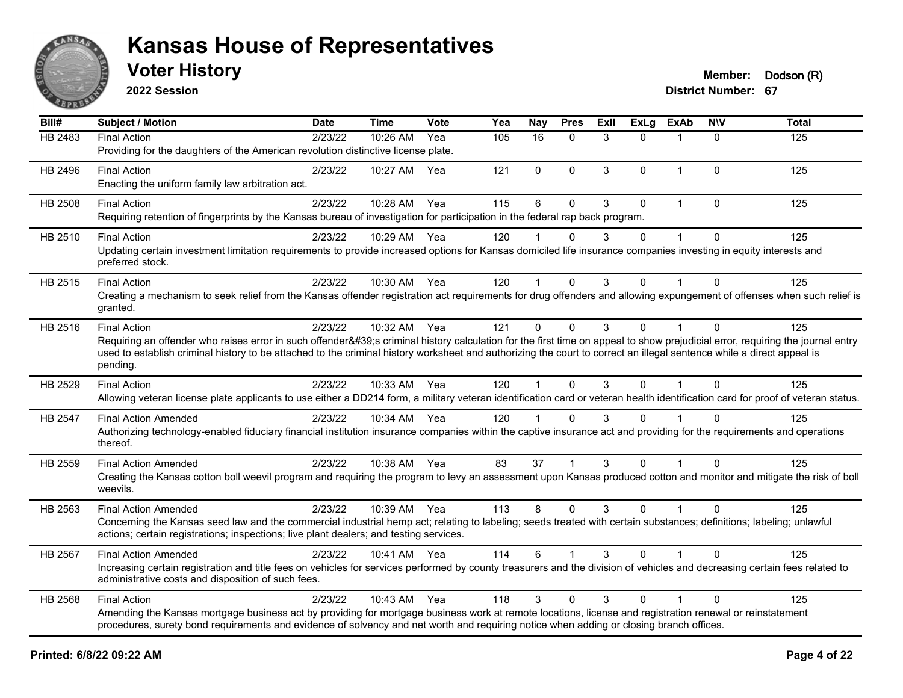# Kansas House of Representatives

## Voter History

**2022 Session**

**Member:** Dodson (R)

**District Number:** 67

| Bill# | Subject / Motion | Date | Time | Vote | Yea | Nay | Pres | ExII | ExLg | ExAb | N\V | Total |
|---|---|---|---|---|---|---|---|---|---|---|---|---|
| HB 2483 | Final Action | 2/23/22 | 10:26 AM | Yea | 105 | 16 | 0 | 3 | 0 | 1 | 0 | 125 |
| | Providing for the daughters of the American revolution distinctive license plate. | | | | | | | | | | | |
| HB 2496 | Final Action | 2/23/22 | 10:27 AM | Yea | 121 | 0 | 0 | 3 | 0 | 1 | 0 | 125 |
| | Enacting the uniform family law arbitration act. | | | | | | | | | | | |
| HB 2508 | Final Action | 2/23/22 | 10:28 AM | Yea | 115 | 6 | 0 | 3 | 0 | 1 | 0 | 125 |
| | Requiring retention of fingerprints by the Kansas bureau of investigation for participation in the federal rap back program. | | | | | | | | | | | |
| HB 2510 | Final Action | 2/23/22 | 10:29 AM | Yea | 120 | 1 | 0 | 3 | 0 | 1 | 0 | 125 |
| | Updating certain investment limitation requirements to provide increased options for Kansas domiciled life insurance companies investing in equity interests and preferred stock. | | | | | | | | | | | |
| HB 2515 | Final Action | 2/23/22 | 10:30 AM | Yea | 120 | 1 | 0 | 3 | 0 | 1 | 0 | 125 |
| | Creating a mechanism to seek relief from the Kansas offender registration act requirements for drug offenders and allowing expungement of offenses when such relief is granted. | | | | | | | | | | | |
| HB 2516 | Final Action | 2/23/22 | 10:32 AM | Yea | 121 | 0 | 0 | 3 | 0 | 1 | 0 | 125 |
| | Requiring an offender who raises error in such offender&#39;s criminal history calculation for the first time on appeal to show prejudicial error, requiring the journal entry used to establish criminal history to be attached to the criminal history worksheet and authorizing the court to correct an illegal sentence while a direct appeal is pending. | | | | | | | | | | | |
| HB 2529 | Final Action | 2/23/22 | 10:33 AM | Yea | 120 | 1 | 0 | 3 | 0 | 1 | 0 | 125 |
| | Allowing veteran license plate applicants to use either a DD214 form, a military veteran identification card or veteran health identification card for proof of veteran status. | | | | | | | | | | | |
| HB 2547 | Final Action Amended | 2/23/22 | 10:34 AM | Yea | 120 | 1 | 0 | 3 | 0 | 1 | 0 | 125 |
| | Authorizing technology-enabled fiduciary financial institution insurance companies within the captive insurance act and providing for the requirements and operations thereof. | | | | | | | | | | | |
| HB 2559 | Final Action Amended | 2/23/22 | 10:38 AM | Yea | 83 | 37 | 1 | 3 | 0 | 1 | 0 | 125 |
| | Creating the Kansas cotton boll weevil program and requiring the program to levy an assessment upon Kansas produced cotton and monitor and mitigate the risk of boll weevils. | | | | | | | | | | | |
| HB 2563 | Final Action Amended | 2/23/22 | 10:39 AM | Yea | 113 | 8 | 0 | 3 | 0 | 1 | 0 | 125 |
| | Concerning the Kansas seed law and the commercial industrial hemp act; relating to labeling; seeds treated with certain substances; definitions; labeling; unlawful actions; certain registrations; inspections; live plant dealers; and testing services. | | | | | | | | | | | |
| HB 2567 | Final Action Amended | 2/23/22 | 10:41 AM | Yea | 114 | 6 | 1 | 3 | 0 | 1 | 0 | 125 |
| | Increasing certain registration and title fees on vehicles for services performed by county treasurers and the division of vehicles and decreasing certain fees related to administrative costs and disposition of such fees. | | | | | | | | | | | |
| HB 2568 | Final Action | 2/23/22 | 10:43 AM | Yea | 118 | 3 | 0 | 3 | 0 | 1 | 0 | 125 |
| | Amending the Kansas mortgage business act by providing for mortgage business work at remote locations, license and registration renewal or reinstatement procedures, surety bond requirements and evidence of solvency and net worth and requiring notice when adding or closing branch offices. | | | | | | | | | | | |

**Printed: 6/8/22 09:22 AM**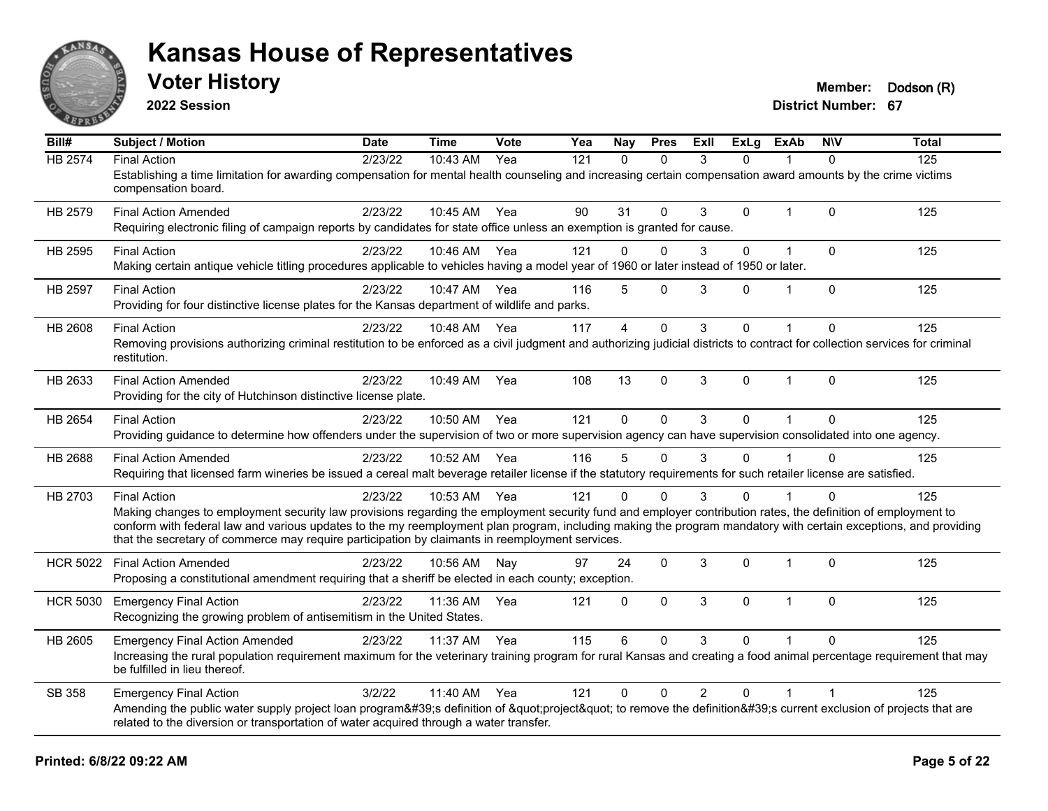# Kansas House of Representatives

## Voter History

**2022 Session**

**Member:** Dodson (R)
**District Number:** 67

| Bill# | Subject / Motion | Date | Time | Vote | Yea | Nay | Pres | ExII | ExLg | ExAb | N\V | Total |
|---|---|---|---|---|---|---|---|---|---|---|---|---|
| HB 2574 | Final Action | 2/23/22 | 10:43 AM | Yea | 121 | 0 | 0 | 3 | 0 | 1 | 0 | 125 |
| | Establishing a time limitation for awarding compensation for mental health counseling and increasing certain compensation award amounts by the crime victims compensation board. | | | | | | | | | | | |
| HB 2579 | Final Action Amended | 2/23/22 | 10:45 AM | Yea | 90 | 31 | 0 | 3 | 0 | 1 | 0 | 125 |
| | Requiring electronic filing of campaign reports by candidates for state office unless an exemption is granted for cause. | | | | | | | | | | | |
| HB 2595 | Final Action | 2/23/22 | 10:46 AM | Yea | 121 | 0 | 0 | 3 | 0 | 1 | 0 | 125 |
| | Making certain antique vehicle titling procedures applicable to vehicles having a model year of 1960 or later instead of 1950 or later. | | | | | | | | | | | |
| HB 2597 | Final Action | 2/23/22 | 10:47 AM | Yea | 116 | 5 | 0 | 3 | 0 | 1 | 0 | 125 |
| | Providing for four distinctive license plates for the Kansas department of wildlife and parks. | | | | | | | | | | | |
| HB 2608 | Final Action | 2/23/22 | 10:48 AM | Yea | 117 | 4 | 0 | 3 | 0 | 1 | 0 | 125 |
| | Removing provisions authorizing criminal restitution to be enforced as a civil judgment and authorizing judicial districts to contract for collection services for criminal restitution. | | | | | | | | | | | |
| HB 2633 | Final Action Amended | 2/23/22 | 10:49 AM | Yea | 108 | 13 | 0 | 3 | 0 | 1 | 0 | 125 |
| | Providing for the city of Hutchinson distinctive license plate. | | | | | | | | | | | |
| HB 2654 | Final Action | 2/23/22 | 10:50 AM | Yea | 121 | 0 | 0 | 3 | 0 | 1 | 0 | 125 |
| | Providing guidance to determine how offenders under the supervision of two or more supervision agency can have supervision consolidated into one agency. | | | | | | | | | | | |
| HB 2688 | Final Action Amended | 2/23/22 | 10:52 AM | Yea | 116 | 5 | 0 | 3 | 0 | 1 | 0 | 125 |
| | Requiring that licensed farm wineries be issued a cereal malt beverage retailer license if the statutory requirements for such retailer license are satisfied. | | | | | | | | | | | |
| HB 2703 | Final Action | 2/23/22 | 10:53 AM | Yea | 121 | 0 | 0 | 3 | 0 | 1 | 0 | 125 |
| | Making changes to employment security law provisions regarding the employment security fund and employer contribution rates, the definition of employment to conform with federal law and various updates to the my reemployment plan program, including making the program mandatory with certain exceptions, and providing that the secretary of commerce may require participation by claimants in reemployment services. | | | | | | | | | | | |
| HCR 5022 | Final Action Amended | 2/23/22 | 10:56 AM | Nay | 97 | 24 | 0 | 3 | 0 | 1 | 0 | 125 |
| | Proposing a constitutional amendment requiring that a sheriff be elected in each county; exception. | | | | | | | | | | | |
| HCR 5030 | Emergency Final Action | 2/23/22 | 11:36 AM | Yea | 121 | 0 | 0 | 3 | 0 | 1 | 0 | 125 |
| | Recognizing the growing problem of antisemitism in the United States. | | | | | | | | | | | |
| HB 2605 | Emergency Final Action Amended | 2/23/22 | 11:37 AM | Yea | 115 | 6 | 0 | 3 | 0 | 1 | 0 | 125 |
| | Increasing the rural population requirement maximum for the veterinary training program for rural Kansas and creating a food animal percentage requirement that may be fulfilled in lieu thereof. | | | | | | | | | | | |
| SB 358 | Emergency Final Action | 3/2/22 | 11:40 AM | Yea | 121 | 0 | 0 | 2 | 0 | 1 | 1 | 125 |
| | Amending the public water supply project loan program&#39;s definition of &quot;project&quot; to remove the definition&#39;s current exclusion of projects that are related to the diversion or transportation of water acquired through a water transfer. | | | | | | | | | | | |

**Printed: 6/8/22 09:22 AM**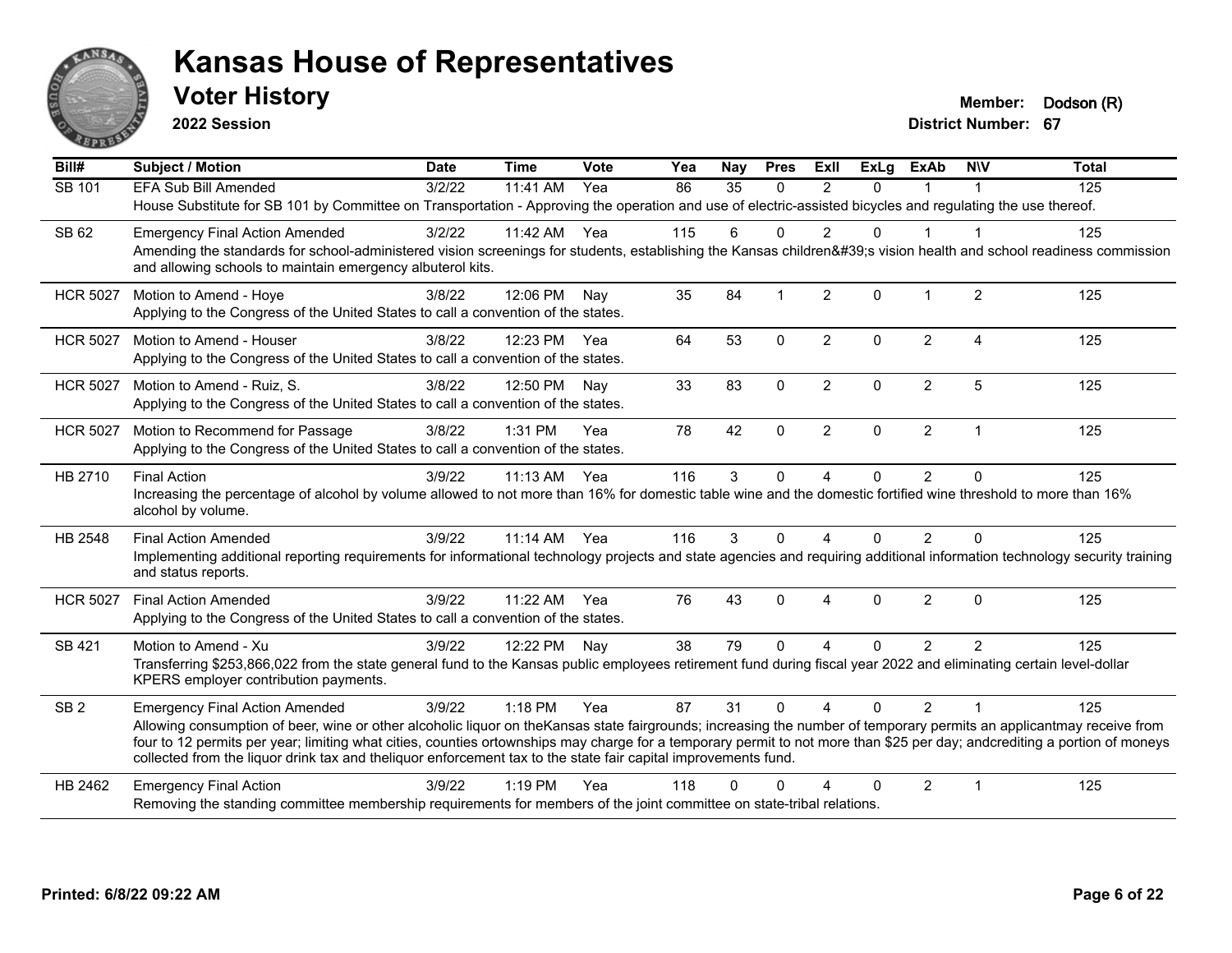# Kansas House of Representatives

## Voter History

**2022 Session**

**Member:** Dodson (R)
**District Number:** 67

| Bill# | Subject / Motion | Date | Time | Vote | Yea | Nay | Pres | ExII | ExLg | ExAb | N\V | Total |
|---|---|---|---|---|---|---|---|---|---|---|---|---|
| SB 101 | EFA Sub Bill Amended | 3/2/22 | 11:41 AM | Yea | 86 | 35 | 0 | 2 | 0 | 1 | 1 | 125 |
| | House Substitute for SB 101 by Committee on Transportation - Approving the operation and use of electric-assisted bicycles and regulating the use thereof. | | | | | | | | | | | |
| SB 62 | Emergency Final Action Amended | 3/2/22 | 11:42 AM | Yea | 115 | 6 | 0 | 2 | 0 | 1 | 1 | 125 |
| | Amending the standards for school-administered vision screenings for students, establishing the Kansas children&#39;s vision health and school readiness commission and allowing schools to maintain emergency albuterol kits. | | | | | | | | | | | |
| HCR 5027 | Motion to Amend - Hoye | 3/8/22 | 12:06 PM | Nay | 35 | 84 | 1 | 2 | 0 | 1 | 2 | 125 |
| | Applying to the Congress of the United States to call a convention of the states. | | | | | | | | | | | |
| HCR 5027 | Motion to Amend - Houser | 3/8/22 | 12:23 PM | Yea | 64 | 53 | 0 | 2 | 0 | 2 | 4 | 125 |
| | Applying to the Congress of the United States to call a convention of the states. | | | | | | | | | | | |
| HCR 5027 | Motion to Amend - Ruiz, S. | 3/8/22 | 12:50 PM | Nay | 33 | 83 | 0 | 2 | 0 | 2 | 5 | 125 |
| | Applying to the Congress of the United States to call a convention of the states. | | | | | | | | | | | |
| HCR 5027 | Motion to Recommend for Passage | 3/8/22 | 1:31 PM | Yea | 78 | 42 | 0 | 2 | 0 | 2 | 1 | 125 |
| | Applying to the Congress of the United States to call a convention of the states. | | | | | | | | | | | |
| HB 2710 | Final Action | 3/9/22 | 11:13 AM | Yea | 116 | 3 | 0 | 4 | 0 | 2 | 0 | 125 |
| | Increasing the percentage of alcohol by volume allowed to not more than 16% for domestic table wine and the domestic fortified wine threshold to more than 16% alcohol by volume. | | | | | | | | | | | |
| HB 2548 | Final Action Amended | 3/9/22 | 11:14 AM | Yea | 116 | 3 | 0 | 4 | 0 | 2 | 0 | 125 |
| | Implementing additional reporting requirements for informational technology projects and state agencies and requiring additional information technology security training and status reports. | | | | | | | | | | | |
| HCR 5027 | Final Action Amended | 3/9/22 | 11:22 AM | Yea | 76 | 43 | 0 | 4 | 0 | 2 | 0 | 125 |
| | Applying to the Congress of the United States to call a convention of the states. | | | | | | | | | | | |
| SB 421 | Motion to Amend - Xu | 3/9/22 | 12:22 PM | Nay | 38 | 79 | 0 | 4 | 0 | 2 | 2 | 125 |
| | Transferring $253,866,022 from the state general fund to the Kansas public employees retirement fund during fiscal year 2022 and eliminating certain level-dollar KPERS employer contribution payments. | | | | | | | | | | | |
| SB 2 | Emergency Final Action Amended | 3/9/22 | 1:18 PM | Yea | 87 | 31 | 0 | 4 | 0 | 2 | 1 | 125 |
| | Allowing consumption of beer, wine or other alcoholic liquor on theKansas state fairgrounds; increasing the number of temporary permits an applicantmay receive from four to 12 permits per year; limiting what cities, counties ortownships may charge for a temporary permit to not more than $25 per day; andcrediting a portion of moneys collected from the liquor drink tax and theliquor enforcement tax to the state fair capital improvements fund. | | | | | | | | | | | |
| HB 2462 | Emergency Final Action | 3/9/22 | 1:19 PM | Yea | 118 | 0 | 0 | 4 | 0 | 2 | 1 | 125 |
| | Removing the standing committee membership requirements for members of the joint committee on state-tribal relations. | | | | | | | | | | | |

**Printed: 6/8/22 09:22 AM**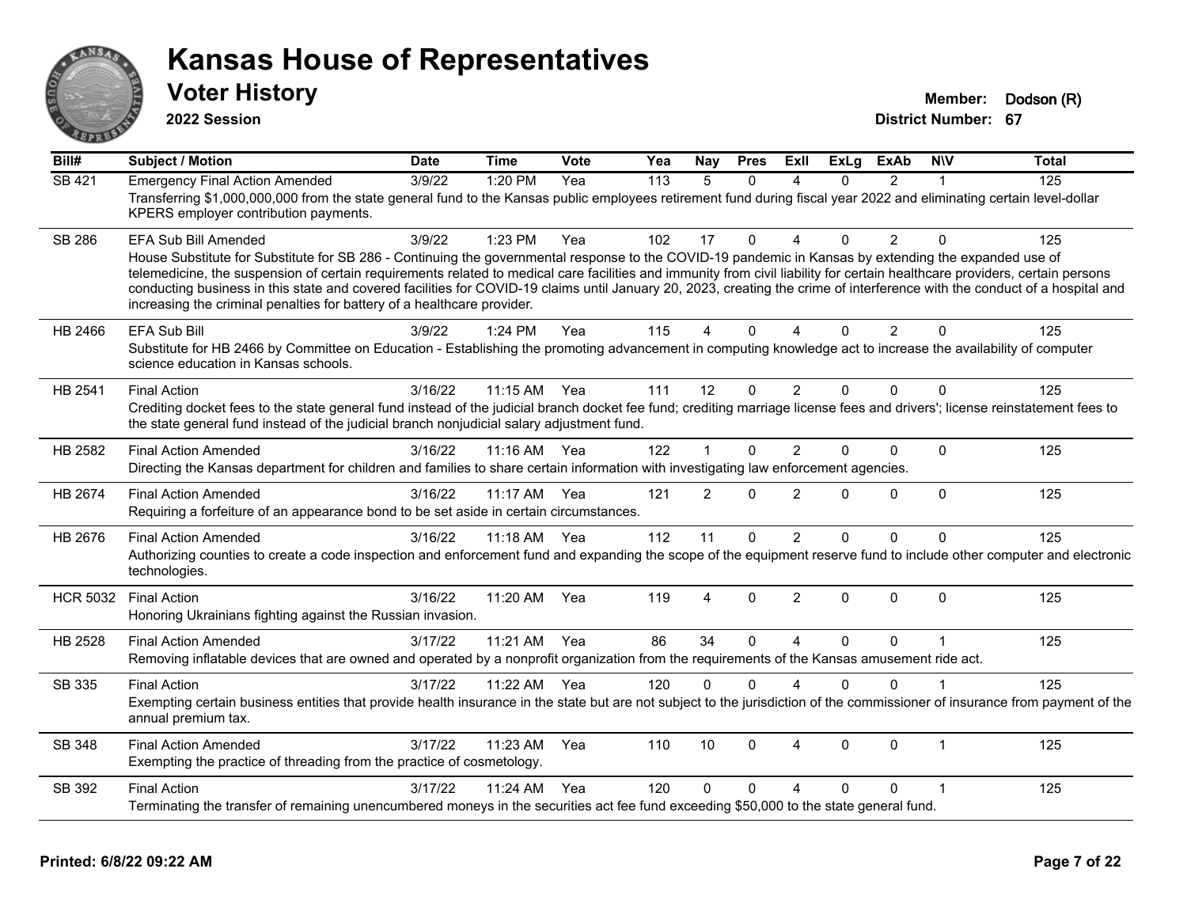# Kansas House of Representatives

## Voter History

**2022 Session**

**Member:** Dodson (R)
**District Number:** 67

| Bill# | Subject / Motion | Date | Time | Vote | Yea | Nay | Pres | ExII | ExLg | ExAb | N\V | Total |
|---|---|---|---|---|---|---|---|---|---|---|---|---|
| SB 421 | Emergency Final Action Amended | 3/9/22 | 1:20 PM | Yea | 113 | 5 | 0 | 4 | 0 | 2 | 1 | 125 |
| | Transferring $1,000,000,000 from the state general fund to the Kansas public employees retirement fund during fiscal year 2022 and eliminating certain level-dollar KPERS employer contribution payments. | | | | | | | | | | | |
| SB 286 | EFA Sub Bill Amended | 3/9/22 | 1:23 PM | Yea | 102 | 17 | 0 | 4 | 0 | 2 | 0 | 125 |
| | House Substitute for Substitute for SB 286 - Continuing the governmental response to the COVID-19 pandemic in Kansas by extending the expanded use of telemedicine, the suspension of certain requirements related to medical care facilities and immunity from civil liability for certain healthcare providers, certain persons conducting business in this state and covered facilities for COVID-19 claims until January 20, 2023, creating the crime of interference with the conduct of a hospital and increasing the criminal penalties for battery of a healthcare provider. | | | | | | | | | | | |
| HB 2466 | EFA Sub Bill | 3/9/22 | 1:24 PM | Yea | 115 | 4 | 0 | 4 | 0 | 2 | 0 | 125 |
| | Substitute for HB 2466 by Committee on Education - Establishing the promoting advancement in computing knowledge act to increase the availability of computer science education in Kansas schools. | | | | | | | | | | | |
| HB 2541 | Final Action | 3/16/22 | 11:15 AM | Yea | 111 | 12 | 0 | 2 | 0 | 0 | 0 | 125 |
| | Crediting docket fees to the state general fund instead of the judicial branch docket fee fund; crediting marriage license fees and drivers'; license reinstatement fees to the state general fund instead of the judicial branch nonjudicial salary adjustment fund. | | | | | | | | | | | |
| HB 2582 | Final Action Amended | 3/16/22 | 11:16 AM | Yea | 122 | 1 | 0 | 2 | 0 | 0 | 0 | 125 |
| | Directing the Kansas department for children and families to share certain information with investigating law enforcement agencies. | | | | | | | | | | | |
| HB 2674 | Final Action Amended | 3/16/22 | 11:17 AM | Yea | 121 | 2 | 0 | 2 | 0 | 0 | 0 | 125 |
| | Requiring a forfeiture of an appearance bond to be set aside in certain circumstances. | | | | | | | | | | | |
| HB 2676 | Final Action Amended | 3/16/22 | 11:18 AM | Yea | 112 | 11 | 0 | 2 | 0 | 0 | 0 | 125 |
| | Authorizing counties to create a code inspection and enforcement fund and expanding the scope of the equipment reserve fund to include other computer and electronic technologies. | | | | | | | | | | | |
| HCR 5032 | Final Action | 3/16/22 | 11:20 AM | Yea | 119 | 4 | 0 | 2 | 0 | 0 | 0 | 125 |
| | Honoring Ukrainians fighting against the Russian invasion. | | | | | | | | | | | |
| HB 2528 | Final Action Amended | 3/17/22 | 11:21 AM | Yea | 86 | 34 | 0 | 4 | 0 | 0 | 1 | 125 |
| | Removing inflatable devices that are owned and operated by a nonprofit organization from the requirements of the Kansas amusement ride act. | | | | | | | | | | | |
| SB 335 | Final Action | 3/17/22 | 11:22 AM | Yea | 120 | 0 | 0 | 4 | 0 | 0 | 1 | 125 |
| | Exempting certain business entities that provide health insurance in the state but are not subject to the jurisdiction of the commissioner of insurance from payment of the annual premium tax. | | | | | | | | | | | |
| SB 348 | Final Action Amended | 3/17/22 | 11:23 AM | Yea | 110 | 10 | 0 | 4 | 0 | 0 | 1 | 125 |
| | Exempting the practice of threading from the practice of cosmetology. | | | | | | | | | | | |
| SB 392 | Final Action | 3/17/22 | 11:24 AM | Yea | 120 | 0 | 0 | 4 | 0 | 0 | 1 | 125 |
| | Terminating the transfer of remaining unencumbered moneys in the securities act fee fund exceeding $50,000 to the state general fund. | | | | | | | | | | | |

Printed: 6/8/22 09:22 AM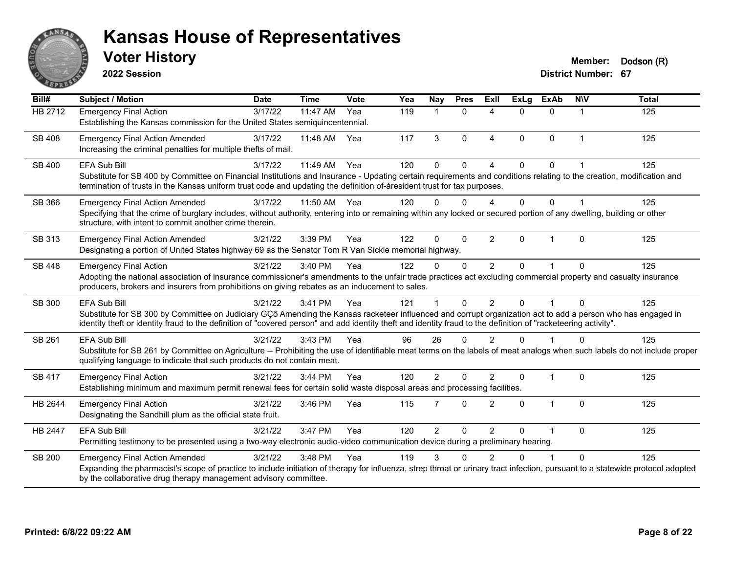# Kansas House of Representatives

## Voter History

**2022 Session**

**Member:** Dodson (R)
**District Number:** 67

| Bill# | Subject / Motion | Date | Time | Vote | Yea | Nay | Pres | ExII | ExLg | ExAb | N\V | Total |
|---|---|---|---|---|---|---|---|---|---|---|---|---|
| HB 2712 | Emergency Final Action | 3/17/22 | 11:47 AM | Yea | 119 | 1 | 0 | 4 | 0 | 0 | 1 | 125 |
| | Establishing the Kansas commission for the United States semiquincentennial. | | | | | | | | | | | |
| SB 408 | Emergency Final Action Amended | 3/17/22 | 11:48 AM | Yea | 117 | 3 | 0 | 4 | 0 | 0 | 1 | 125 |
| | Increasing the criminal penalties for multiple thefts of mail. | | | | | | | | | | | |
| SB 400 | EFA Sub Bill | 3/17/22 | 11:49 AM | Yea | 120 | 0 | 0 | 4 | 0 | 0 | 1 | 125 |
| | Substitute for SB 400 by Committee on Financial Institutions and Insurance - Updating certain requirements and conditions relating to the creation, modification and termination of trusts in the Kansas uniform trust code and updating the definition of-áresident trust for tax purposes. | | | | | | | | | | | |
| SB 366 | Emergency Final Action Amended | 3/17/22 | 11:50 AM | Yea | 120 | 0 | 0 | 4 | 0 | 0 | 1 | 125 |
| | Specifying that the crime of burglary includes, without authority, entering into or remaining within any locked or secured portion of any dwelling, building or other structure, with intent to commit another crime therein. | | | | | | | | | | | |
| SB 313 | Emergency Final Action Amended | 3/21/22 | 3:39 PM | Yea | 122 | 0 | 0 | 2 | 0 | 1 | 0 | 125 |
| | Designating a portion of United States highway 69 as the Senator Tom R Van Sickle memorial highway. | | | | | | | | | | | |
| SB 448 | Emergency Final Action | 3/21/22 | 3:40 PM | Yea | 122 | 0 | 0 | 2 | 0 | 1 | 0 | 125 |
| | Adopting the national association of insurance commissioner's amendments to the unfair trade practices act excluding commercial property and casualty insurance producers, brokers and insurers from prohibitions on giving rebates as an inducement to sales. | | | | | | | | | | | |
| SB 300 | EFA Sub Bill | 3/21/22 | 3:41 PM | Yea | 121 | 1 | 0 | 2 | 0 | 1 | 0 | 125 |
| | Substitute for SB 300 by Committee on Judiciary GÇô Amending the Kansas racketeer influenced and corrupt organization act to add a person who has engaged in identity theft or identity fraud to the definition of "covered person" and add identity theft and identity fraud to the definition of "racketeering activity". | | | | | | | | | | | |
| SB 261 | EFA Sub Bill | 3/21/22 | 3:43 PM | Yea | 96 | 26 | 0 | 2 | 0 | 1 | 0 | 125 |
| | Substitute for SB 261 by Committee on Agriculture -- Prohibiting the use of identifiable meat terms on the labels of meat analogs when such labels do not include proper qualifying language to indicate that such products do not contain meat. | | | | | | | | | | | |
| SB 417 | Emergency Final Action | 3/21/22 | 3:44 PM | Yea | 120 | 2 | 0 | 2 | 0 | 1 | 0 | 125 |
| | Establishing minimum and maximum permit renewal fees for certain solid waste disposal areas and processing facilities. | | | | | | | | | | | |
| HB 2644 | Emergency Final Action | 3/21/22 | 3:46 PM | Yea | 115 | 7 | 0 | 2 | 0 | 1 | 0 | 125 |
| | Designating the Sandhill plum as the official state fruit. | | | | | | | | | | | |
| HB 2447 | EFA Sub Bill | 3/21/22 | 3:47 PM | Yea | 120 | 2 | 0 | 2 | 0 | 1 | 0 | 125 |
| | Permitting testimony to be presented using a two-way electronic audio-video communication device during a preliminary hearing. | | | | | | | | | | | |
| SB 200 | Emergency Final Action Amended | 3/21/22 | 3:48 PM | Yea | 119 | 3 | 0 | 2 | 0 | 1 | 0 | 125 |
| | Expanding the pharmacist's scope of practice to include initiation of therapy for influenza, strep throat or urinary tract infection, pursuant to a statewide protocol adopted by the collaborative drug therapy management advisory committee. | | | | | | | | | | | |

**Printed: 6/8/22 09:22 AM**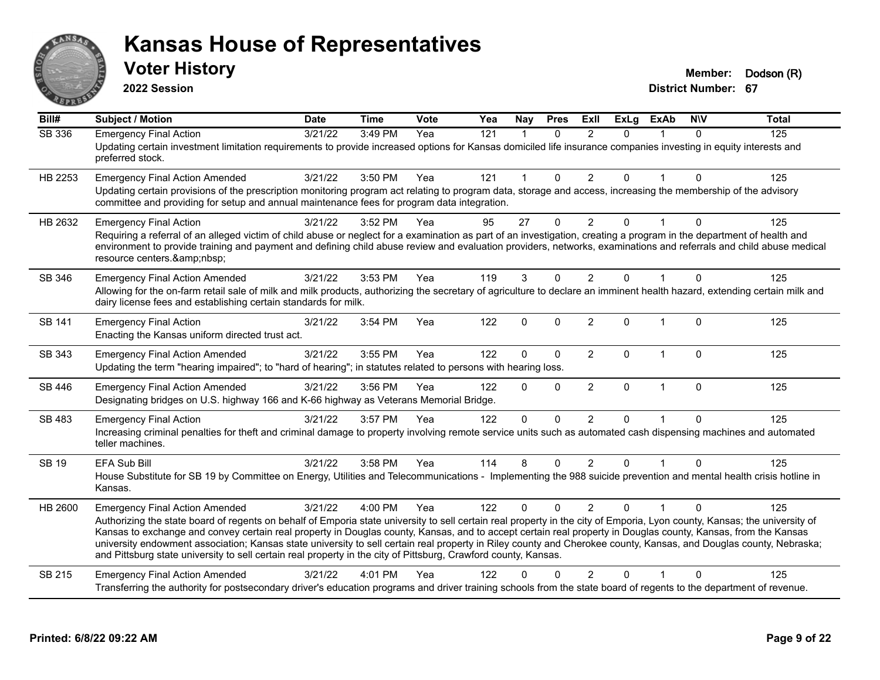# Kansas House of Representatives

## Voter History

**2022 Session**

**Member:** Dodson (R)
**District Number:** 67

| Bill# | Subject / Motion | Date | Time | Vote | Yea | Nay | Pres | ExII | ExLg | ExAb | N\V | Total |
|---|---|---|---|---|---|---|---|---|---|---|---|---|
| SB 336 | Emergency Final Action | 3/21/22 | 3:49 PM | Yea | 121 | 1 | 0 | 2 | 0 | 1 | 0 | 125 |
| | Updating certain investment limitation requirements to provide increased options for Kansas domiciled life insurance companies investing in equity interests and preferred stock. | | | | | | | | | | | |
| HB 2253 | Emergency Final Action Amended | 3/21/22 | 3:50 PM | Yea | 121 | 1 | 0 | 2 | 0 | 1 | 0 | 125 |
| | Updating certain provisions of the prescription monitoring program act relating to program data, storage and access, increasing the membership of the advisory committee and providing for setup and annual maintenance fees for program data integration. | | | | | | | | | | | |
| HB 2632 | Emergency Final Action | 3/21/22 | 3:52 PM | Yea | 95 | 27 | 0 | 2 | 0 | 1 | 0 | 125 |
| | Requiring a referral of an alleged victim of child abuse or neglect for a examination as part of an investigation, creating a program in the department of health and environment to provide training and payment and defining child abuse review and evaluation providers, networks, examinations and referrals and child abuse medical resource centers.&amp;nbsp; | | | | | | | | | | | |
| SB 346 | Emergency Final Action Amended | 3/21/22 | 3:53 PM | Yea | 119 | 3 | 0 | 2 | 0 | 1 | 0 | 125 |
| | Allowing for the on-farm retail sale of milk and milk products, authorizing the secretary of agriculture to declare an imminent health hazard, extending certain milk and dairy license fees and establishing certain standards for milk. | | | | | | | | | | | |
| SB 141 | Emergency Final Action | 3/21/22 | 3:54 PM | Yea | 122 | 0 | 0 | 2 | 0 | 1 | 0 | 125 |
| | Enacting the Kansas uniform directed trust act. | | | | | | | | | | | |
| SB 343 | Emergency Final Action Amended | 3/21/22 | 3:55 PM | Yea | 122 | 0 | 0 | 2 | 0 | 1 | 0 | 125 |
| | Updating the term "hearing impaired"; to "hard of hearing"; in statutes related to persons with hearing loss. | | | | | | | | | | | |
| SB 446 | Emergency Final Action Amended | 3/21/22 | 3:56 PM | Yea | 122 | 0 | 0 | 2 | 0 | 1 | 0 | 125 |
| | Designating bridges on U.S. highway 166 and K-66 highway as Veterans Memorial Bridge. | | | | | | | | | | | |
| SB 483 | Emergency Final Action | 3/21/22 | 3:57 PM | Yea | 122 | 0 | 0 | 2 | 0 | 1 | 0 | 125 |
| | Increasing criminal penalties for theft and criminal damage to property involving remote service units such as automated cash dispensing machines and automated teller machines. | | | | | | | | | | | |
| SB 19 | EFA Sub Bill | 3/21/22 | 3:58 PM | Yea | 114 | 8 | 0 | 2 | 0 | 1 | 0 | 125 |
| | House Substitute for SB 19 by Committee on Energy, Utilities and Telecommunications - Implementing the 988 suicide prevention and mental health crisis hotline in Kansas. | | | | | | | | | | | |
| HB 2600 | Emergency Final Action Amended | 3/21/22 | 4:00 PM | Yea | 122 | 0 | 0 | 2 | 0 | 1 | 0 | 125 |
| | Authorizing the state board of regents on behalf of Emporia state university to sell certain real property in the city of Emporia, Lyon county, Kansas; the university of Kansas to exchange and convey certain real property in Douglas county, Kansas, and to accept certain real property in Douglas county, Kansas, from the Kansas university endowment association; Kansas state university to sell certain real property in Riley county and Cherokee county, Kansas, and Douglas county, Nebraska; and Pittsburg state university to sell certain real property in the city of Pittsburg, Crawford county, Kansas. | | | | | | | | | | | |
| SB 215 | Emergency Final Action Amended | 3/21/22 | 4:01 PM | Yea | 122 | 0 | 0 | 2 | 0 | 1 | 0 | 125 |
| | Transferring the authority for postsecondary driver's education programs and driver training schools from the state board of regents to the department of revenue. | | | | | | | | | | | |

**Printed: 6/8/22 09:22 AM**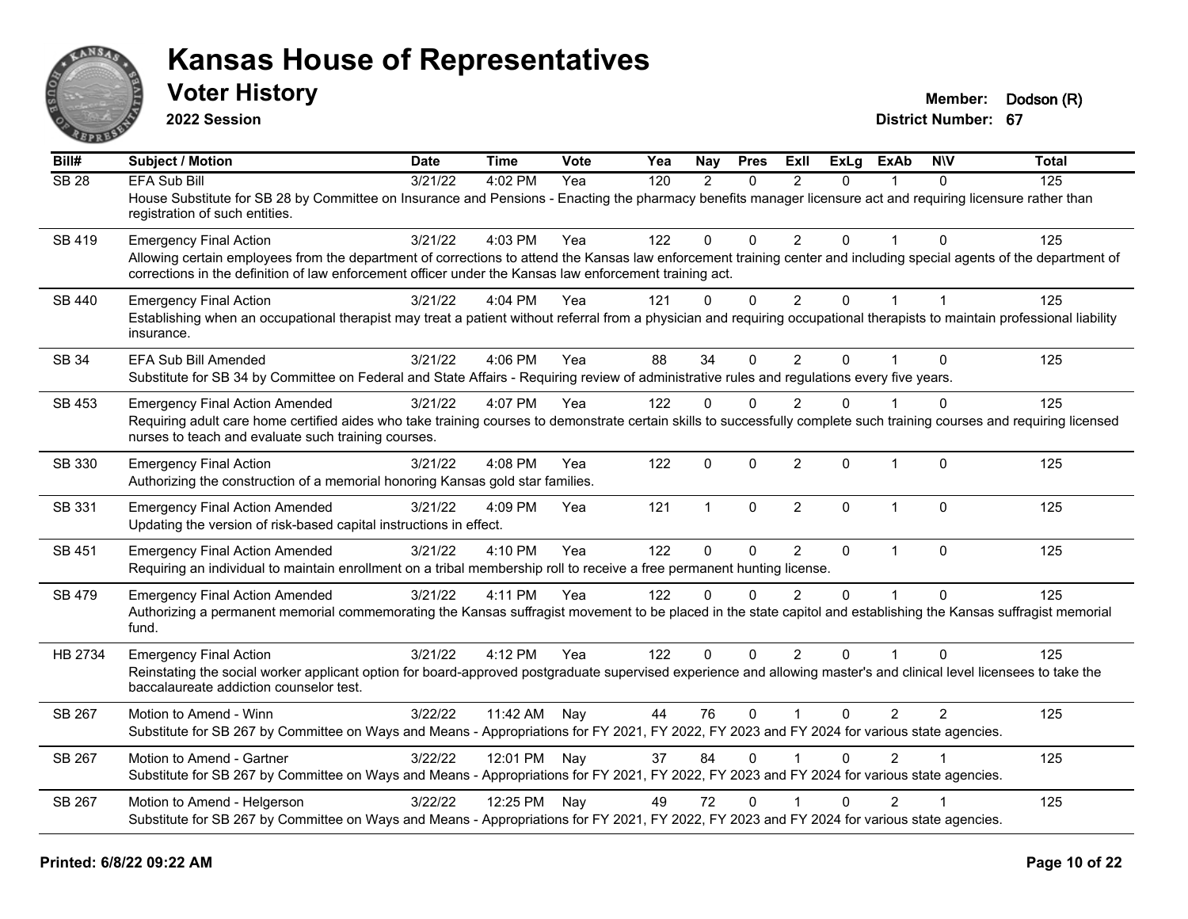# Kansas House of Representatives

## Voter History

**2022 Session**

**Member:** Dodson (R)
**District Number:** 67

| Bill# | Subject / Motion | Date | Time | Vote | Yea | Nay | Pres | ExII | ExLg | ExAb | N\V | Total |
|---|---|---|---|---|---|---|---|---|---|---|---|---|
| SB 28 | EFA Sub Bill | 3/21/22 | 4:02 PM | Yea | 120 | 2 | 0 | 2 | 0 | 1 | 0 | 125 |
| | House Substitute for SB 28 by Committee on Insurance and Pensions - Enacting the pharmacy benefits manager licensure act and requiring licensure rather than registration of such entities. | | | | | | | | | | | |
| SB 419 | Emergency Final Action | 3/21/22 | 4:03 PM | Yea | 122 | 0 | 0 | 2 | 0 | 1 | 0 | 125 |
| | Allowing certain employees from the department of corrections to attend the Kansas law enforcement training center and including special agents of the department of corrections in the definition of law enforcement officer under the Kansas law enforcement training act. | | | | | | | | | | | |
| SB 440 | Emergency Final Action | 3/21/22 | 4:04 PM | Yea | 121 | 0 | 0 | 2 | 0 | 1 | 1 | 125 |
| | Establishing when an occupational therapist may treat a patient without referral from a physician and requiring occupational therapists to maintain professional liability insurance. | | | | | | | | | | | |
| SB 34 | EFA Sub Bill Amended | 3/21/22 | 4:06 PM | Yea | 88 | 34 | 0 | 2 | 0 | 1 | 0 | 125 |
| | Substitute for SB 34 by Committee on Federal and State Affairs - Requiring review of administrative rules and regulations every five years. | | | | | | | | | | | |
| SB 453 | Emergency Final Action Amended | 3/21/22 | 4:07 PM | Yea | 122 | 0 | 0 | 2 | 0 | 1 | 0 | 125 |
| | Requiring adult care home certified aides who take training courses to demonstrate certain skills to successfully complete such training courses and requiring licensed nurses to teach and evaluate such training courses. | | | | | | | | | | | |
| SB 330 | Emergency Final Action | 3/21/22 | 4:08 PM | Yea | 122 | 0 | 0 | 2 | 0 | 1 | 0 | 125 |
| | Authorizing the construction of a memorial honoring Kansas gold star families. | | | | | | | | | | | |
| SB 331 | Emergency Final Action Amended | 3/21/22 | 4:09 PM | Yea | 121 | 1 | 0 | 2 | 0 | 1 | 0 | 125 |
| | Updating the version of risk-based capital instructions in effect. | | | | | | | | | | | |
| SB 451 | Emergency Final Action Amended | 3/21/22 | 4:10 PM | Yea | 122 | 0 | 0 | 2 | 0 | 1 | 0 | 125 |
| | Requiring an individual to maintain enrollment on a tribal membership roll to receive a free permanent hunting license. | | | | | | | | | | | |
| SB 479 | Emergency Final Action Amended | 3/21/22 | 4:11 PM | Yea | 122 | 0 | 0 | 2 | 0 | 1 | 0 | 125 |
| | Authorizing a permanent memorial commemorating the Kansas suffragist movement to be placed in the state capitol and establishing the Kansas suffragist memorial fund. | | | | | | | | | | | |
| HB 2734 | Emergency Final Action | 3/21/22 | 4:12 PM | Yea | 122 | 0 | 0 | 2 | 0 | 1 | 0 | 125 |
| | Reinstating the social worker applicant option for board-approved postgraduate supervised experience and allowing master's and clinical level licensees to take the baccalaureate addiction counselor test. | | | | | | | | | | | |
| SB 267 | Motion to Amend - Winn | 3/22/22 | 11:42 AM | Nay | 44 | 76 | 0 | 1 | 0 | 2 | 2 | 125 |
| | Substitute for SB 267 by Committee on Ways and Means - Appropriations for FY 2021, FY 2022, FY 2023 and FY 2024 for various state agencies. | | | | | | | | | | | |
| SB 267 | Motion to Amend - Gartner | 3/22/22 | 12:01 PM | Nay | 37 | 84 | 0 | 1 | 0 | 2 | 1 | 125 |
| | Substitute for SB 267 by Committee on Ways and Means - Appropriations for FY 2021, FY 2022, FY 2023 and FY 2024 for various state agencies. | | | | | | | | | | | |
| SB 267 | Motion to Amend - Helgerson | 3/22/22 | 12:25 PM | Nay | 49 | 72 | 0 | 1 | 0 | 2 | 1 | 125 |
| | Substitute for SB 267 by Committee on Ways and Means - Appropriations for FY 2021, FY 2022, FY 2023 and FY 2024 for various state agencies. | | | | | | | | | | | |

**Printed: 6/8/22 09:22 AM**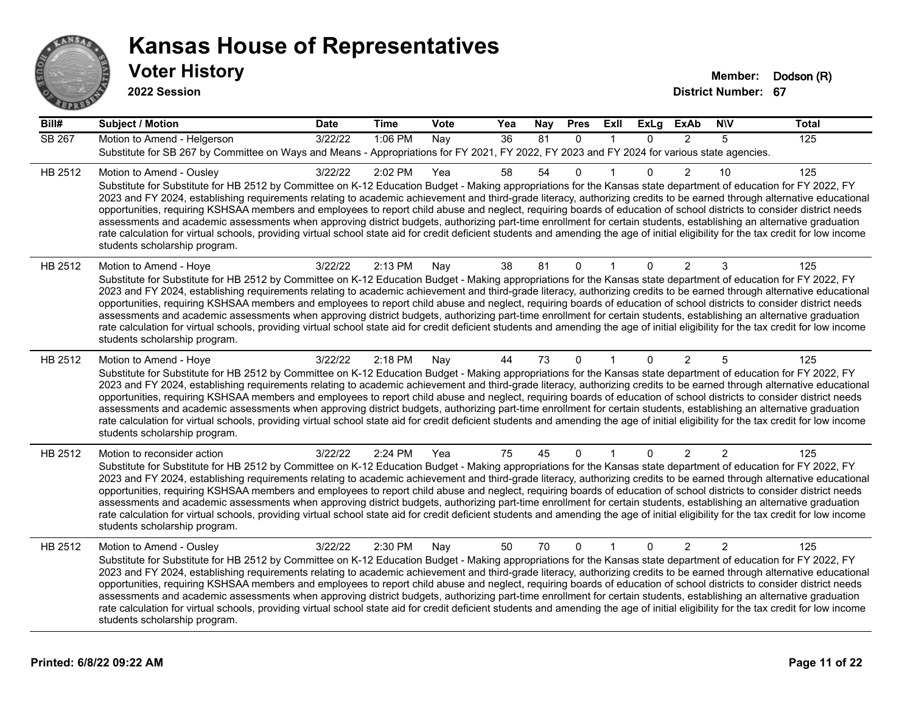# Kansas House of Representatives

## Voter History

**2022 Session**

**Member:** Dodson (R)
**District Number:** 67

| Bill# | Subject / Motion | Date | Time | Vote | Yea | Nay | Pres | ExII | ExLg | ExAb | N\V | Total |
|---|---|---|---|---|---|---|---|---|---|---|---|---|
| SB 267 | Motion to Amend - Helgerson | 3/22/22 | 1:06 PM | Nay | 36 | 81 | 0 | 1 | 0 | 2 | 5 | 125 |
| | Substitute for SB 267 by Committee on Ways and Means - Appropriations for FY 2021, FY 2022, FY 2023 and FY 2024 for various state agencies. | | | | | | | | | | | |
| HB 2512 | Motion to Amend - Ousley | 3/22/22 | 2:02 PM | Yea | 58 | 54 | 0 | 1 | 0 | 2 | 10 | 125 |
| | Substitute for Substitute for HB 2512 by Committee on K-12 Education Budget - Making appropriations for the Kansas state department of education for FY 2022, FY 2023 and FY 2024, establishing requirements relating to academic achievement and third-grade literacy, authorizing credits to be earned through alternative educational opportunities, requiring KSHSAA members and employees to report child abuse and neglect, requiring boards of education of school districts to consider district needs assessments and academic assessments when approving district budgets, authorizing part-time enrollment for certain students, establishing an alternative graduation rate calculation for virtual schools, providing virtual school state aid for credit deficient students and amending the age of initial eligibility for the tax credit for low income students scholarship program. | | | | | | | | | | | |
| HB 2512 | Motion to Amend - Hoye | 3/22/22 | 2:13 PM | Nay | 38 | 81 | 0 | 1 | 0 | 2 | 3 | 125 |
| | Substitute for Substitute for HB 2512 by Committee on K-12 Education Budget - Making appropriations for the Kansas state department of education for FY 2022, FY 2023 and FY 2024, establishing requirements relating to academic achievement and third-grade literacy, authorizing credits to be earned through alternative educational opportunities, requiring KSHSAA members and employees to report child abuse and neglect, requiring boards of education of school districts to consider district needs assessments and academic assessments when approving district budgets, authorizing part-time enrollment for certain students, establishing an alternative graduation rate calculation for virtual schools, providing virtual school state aid for credit deficient students and amending the age of initial eligibility for the tax credit for low income students scholarship program. | | | | | | | | | | | |
| HB 2512 | Motion to Amend - Hoye | 3/22/22 | 2:18 PM | Nay | 44 | 73 | 0 | 1 | 0 | 2 | 5 | 125 |
| | Substitute for Substitute for HB 2512 by Committee on K-12 Education Budget - Making appropriations for the Kansas state department of education for FY 2022, FY 2023 and FY 2024, establishing requirements relating to academic achievement and third-grade literacy, authorizing credits to be earned through alternative educational opportunities, requiring KSHSAA members and employees to report child abuse and neglect, requiring boards of education of school districts to consider district needs assessments and academic assessments when approving district budgets, authorizing part-time enrollment for certain students, establishing an alternative graduation rate calculation for virtual schools, providing virtual school state aid for credit deficient students and amending the age of initial eligibility for the tax credit for low income students scholarship program. | | | | | | | | | | | |
| HB 2512 | Motion to reconsider action | 3/22/22 | 2:24 PM | Yea | 75 | 45 | 0 | 1 | 0 | 2 | 2 | 125 |
| | Substitute for Substitute for HB 2512 by Committee on K-12 Education Budget - Making appropriations for the Kansas state department of education for FY 2022, FY 2023 and FY 2024, establishing requirements relating to academic achievement and third-grade literacy, authorizing credits to be earned through alternative educational opportunities, requiring KSHSAA members and employees to report child abuse and neglect, requiring boards of education of school districts to consider district needs assessments and academic assessments when approving district budgets, authorizing part-time enrollment for certain students, establishing an alternative graduation rate calculation for virtual schools, providing virtual school state aid for credit deficient students and amending the age of initial eligibility for the tax credit for low income students scholarship program. | | | | | | | | | | | |
| HB 2512 | Motion to Amend - Ousley | 3/22/22 | 2:30 PM | Nay | 50 | 70 | 0 | 1 | 0 | 2 | 2 | 125 |
| | Substitute for Substitute for HB 2512 by Committee on K-12 Education Budget - Making appropriations for the Kansas state department of education for FY 2022, FY 2023 and FY 2024, establishing requirements relating to academic achievement and third-grade literacy, authorizing credits to be earned through alternative educational opportunities, requiring KSHSAA members and employees to report child abuse and neglect, requiring boards of education of school districts to consider district needs assessments and academic assessments when approving district budgets, authorizing part-time enrollment for certain students, establishing an alternative graduation rate calculation for virtual schools, providing virtual school state aid for credit deficient students and amending the age of initial eligibility for the tax credit for low income students scholarship program. | | | | | | | | | | | |

**Printed: 6/8/22 09:22 AM**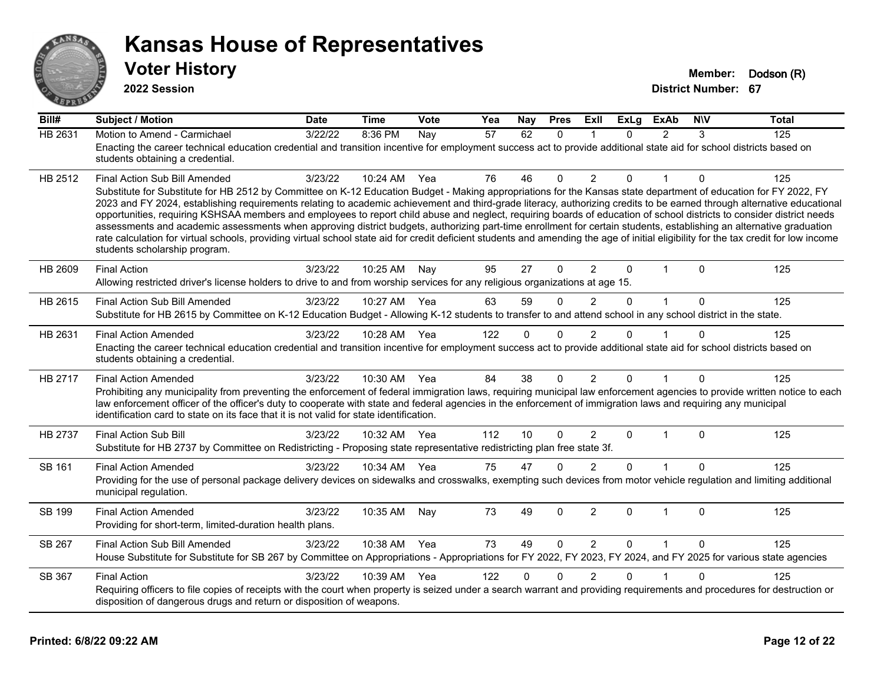# Kansas House of Representatives

## Voter History

**2022 Session**

**Member:** Dodson (R)
**District Number:** 67

| Bill# | Subject / Motion | Date | Time | Vote | Yea | Nay | Pres | ExII | ExLg | ExAb | N\V | Total |
|---|---|---|---|---|---|---|---|---|---|---|---|---|
| HB 2631 | Motion to Amend - Carmichael | 3/22/22 | 8:36 PM | Nay | 57 | 62 | 0 | 1 | 0 | 2 | 3 | 125 |
| | Enacting the career technical education credential and transition incentive for employment success act to provide additional state aid for school districts based on students obtaining a credential. | | | | | | | | | | | |
| HB 2512 | Final Action Sub Bill Amended | 3/23/22 | 10:24 AM | Yea | 76 | 46 | 0 | 2 | 0 | 1 | 0 | 125 |
| | Substitute for Substitute for HB 2512 by Committee on K-12 Education Budget - Making appropriations for the Kansas state department of education for FY 2022, FY 2023 and FY 2024, establishing requirements relating to academic achievement and third-grade literacy, authorizing credits to be earned through alternative educational opportunities, requiring KSHSAA members and employees to report child abuse and neglect, requiring boards of education of school districts to consider district needs assessments and academic assessments when approving district budgets, authorizing part-time enrollment for certain students, establishing an alternative graduation rate calculation for virtual schools, providing virtual school state aid for credit deficient students and amending the age of initial eligibility for the tax credit for low income students scholarship program. | | | | | | | | | | | |
| HB 2609 | Final Action | 3/23/22 | 10:25 AM | Nay | 95 | 27 | 0 | 2 | 0 | 1 | 0 | 125 |
| | Allowing restricted driver's license holders to drive to and from worship services for any religious organizations at age 15. | | | | | | | | | | | |
| HB 2615 | Final Action Sub Bill Amended | 3/23/22 | 10:27 AM | Yea | 63 | 59 | 0 | 2 | 0 | 1 | 0 | 125 |
| | Substitute for HB 2615 by Committee on K-12 Education Budget - Allowing K-12 students to transfer to and attend school in any school district in the state. | | | | | | | | | | | |
| HB 2631 | Final Action Amended | 3/23/22 | 10:28 AM | Yea | 122 | 0 | 0 | 2 | 0 | 1 | 0 | 125 |
| | Enacting the career technical education credential and transition incentive for employment success act to provide additional state aid for school districts based on students obtaining a credential. | | | | | | | | | | | |
| HB 2717 | Final Action Amended | 3/23/22 | 10:30 AM | Yea | 84 | 38 | 0 | 2 | 0 | 1 | 0 | 125 |
| | Prohibiting any municipality from preventing the enforcement of federal immigration laws, requiring municipal law enforcement agencies to provide written notice to each law enforcement officer of the officer's duty to cooperate with state and federal agencies in the enforcement of immigration laws and requiring any municipal identification card to state on its face that it is not valid for state identification. | | | | | | | | | | | |
| HB 2737 | Final Action Sub Bill | 3/23/22 | 10:32 AM | Yea | 112 | 10 | 0 | 2 | 0 | 1 | 0 | 125 |
| | Substitute for HB 2737 by Committee on Redistricting - Proposing state representative redistricting plan free state 3f. | | | | | | | | | | | |
| SB 161 | Final Action Amended | 3/23/22 | 10:34 AM | Yea | 75 | 47 | 0 | 2 | 0 | 1 | 0 | 125 |
| | Providing for the use of personal package delivery devices on sidewalks and crosswalks, exempting such devices from motor vehicle regulation and limiting additional municipal regulation. | | | | | | | | | | | |
| SB 199 | Final Action Amended | 3/23/22 | 10:35 AM | Nay | 73 | 49 | 0 | 2 | 0 | 1 | 0 | 125 |
| | Providing for short-term, limited-duration health plans. | | | | | | | | | | | |
| SB 267 | Final Action Sub Bill Amended | 3/23/22 | 10:38 AM | Yea | 73 | 49 | 0 | 2 | 0 | 1 | 0 | 125 |
| | House Substitute for Substitute for SB 267 by Committee on Appropriations - Appropriations for FY 2022, FY 2023, FY 2024, and FY 2025 for various state agencies | | | | | | | | | | | |
| SB 367 | Final Action | 3/23/22 | 10:39 AM | Yea | 122 | 0 | 0 | 2 | 0 | 1 | 0 | 125 |
| | Requiring officers to file copies of receipts with the court when property is seized under a search warrant and providing requirements and procedures for destruction or disposition of dangerous drugs and return or disposition of weapons. | | | | | | | | | | | |

**Printed: 6/8/22 09:22 AM**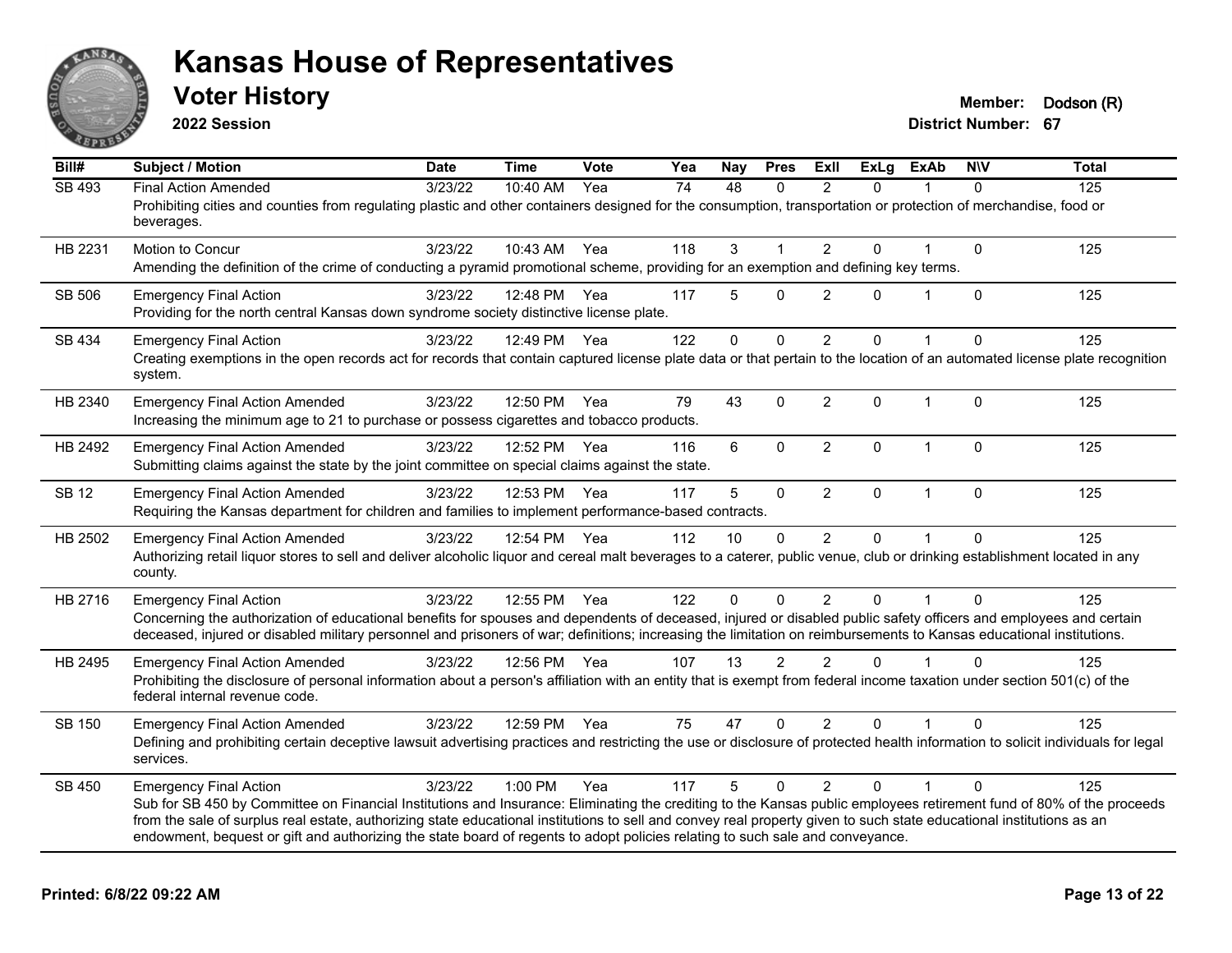# Kansas House of Representatives

## Voter History

**2022 Session**

**Member:** Dodson (R)
**District Number:** 67

| Bill# | Subject / Motion | Date | Time | Vote | Yea | Nay | Pres | ExII | ExLg | ExAb | N\V | Total |
|---|---|---|---|---|---|---|---|---|---|---|---|---|
| SB 493 | Final Action Amended | 3/23/22 | 10:40 AM | Yea | 74 | 48 | 0 | 2 | 0 | 1 | 0 | 125 |
| | Prohibiting cities and counties from regulating plastic and other containers designed for the consumption, transportation or protection of merchandise, food or beverages. | | | | | | | | | | | |
| HB 2231 | Motion to Concur | 3/23/22 | 10:43 AM | Yea | 118 | 3 | 1 | 2 | 0 | 1 | 0 | 125 |
| | Amending the definition of the crime of conducting a pyramid promotional scheme, providing for an exemption and defining key terms. | | | | | | | | | | | |
| SB 506 | Emergency Final Action | 3/23/22 | 12:48 PM | Yea | 117 | 5 | 0 | 2 | 0 | 1 | 0 | 125 |
| | Providing for the north central Kansas down syndrome society distinctive license plate. | | | | | | | | | | | |
| SB 434 | Emergency Final Action | 3/23/22 | 12:49 PM | Yea | 122 | 0 | 0 | 2 | 0 | 1 | 0 | 125 |
| | Creating exemptions in the open records act for records that contain captured license plate data or that pertain to the location of an automated license plate recognition system. | | | | | | | | | | | |
| HB 2340 | Emergency Final Action Amended | 3/23/22 | 12:50 PM | Yea | 79 | 43 | 0 | 2 | 0 | 1 | 0 | 125 |
| | Increasing the minimum age to 21 to purchase or possess cigarettes and tobacco products. | | | | | | | | | | | |
| HB 2492 | Emergency Final Action Amended | 3/23/22 | 12:52 PM | Yea | 116 | 6 | 0 | 2 | 0 | 1 | 0 | 125 |
| | Submitting claims against the state by the joint committee on special claims against the state. | | | | | | | | | | | |
| SB 12 | Emergency Final Action Amended | 3/23/22 | 12:53 PM | Yea | 117 | 5 | 0 | 2 | 0 | 1 | 0 | 125 |
| | Requiring the Kansas department for children and families to implement performance-based contracts. | | | | | | | | | | | |
| HB 2502 | Emergency Final Action Amended | 3/23/22 | 12:54 PM | Yea | 112 | 10 | 0 | 2 | 0 | 1 | 0 | 125 |
| | Authorizing retail liquor stores to sell and deliver alcoholic liquor and cereal malt beverages to a caterer, public venue, club or drinking establishment located in any county. | | | | | | | | | | | |
| HB 2716 | Emergency Final Action | 3/23/22 | 12:55 PM | Yea | 122 | 0 | 0 | 2 | 0 | 1 | 0 | 125 |
| | Concerning the authorization of educational benefits for spouses and dependents of deceased, injured or disabled public safety officers and employees and certain deceased, injured or disabled military personnel and prisoners of war; definitions; increasing the limitation on reimbursements to Kansas educational institutions. | | | | | | | | | | | |
| HB 2495 | Emergency Final Action Amended | 3/23/22 | 12:56 PM | Yea | 107 | 13 | 2 | 2 | 0 | 1 | 0 | 125 |
| | Prohibiting the disclosure of personal information about a person's affiliation with an entity that is exempt from federal income taxation under section 501(c) of the federal internal revenue code. | | | | | | | | | | | |
| SB 150 | Emergency Final Action Amended | 3/23/22 | 12:59 PM | Yea | 75 | 47 | 0 | 2 | 0 | 1 | 0 | 125 |
| | Defining and prohibiting certain deceptive lawsuit advertising practices and restricting the use or disclosure of protected health information to solicit individuals for legal services. | | | | | | | | | | | |
| SB 450 | Emergency Final Action | 3/23/22 | 1:00 PM | Yea | 117 | 5 | 0 | 2 | 0 | 1 | 0 | 125 |
| | Sub for SB 450 by Committee on Financial Institutions and Insurance: Eliminating the crediting to the Kansas public employees retirement fund of 80% of the proceeds from the sale of surplus real estate, authorizing state educational institutions to sell and convey real property given to such state educational institutions as an endowment, bequest or gift and authorizing the state board of regents to adopt policies relating to such sale and conveyance. | | | | | | | | | | | |

**Printed: 6/8/22 09:22 AM**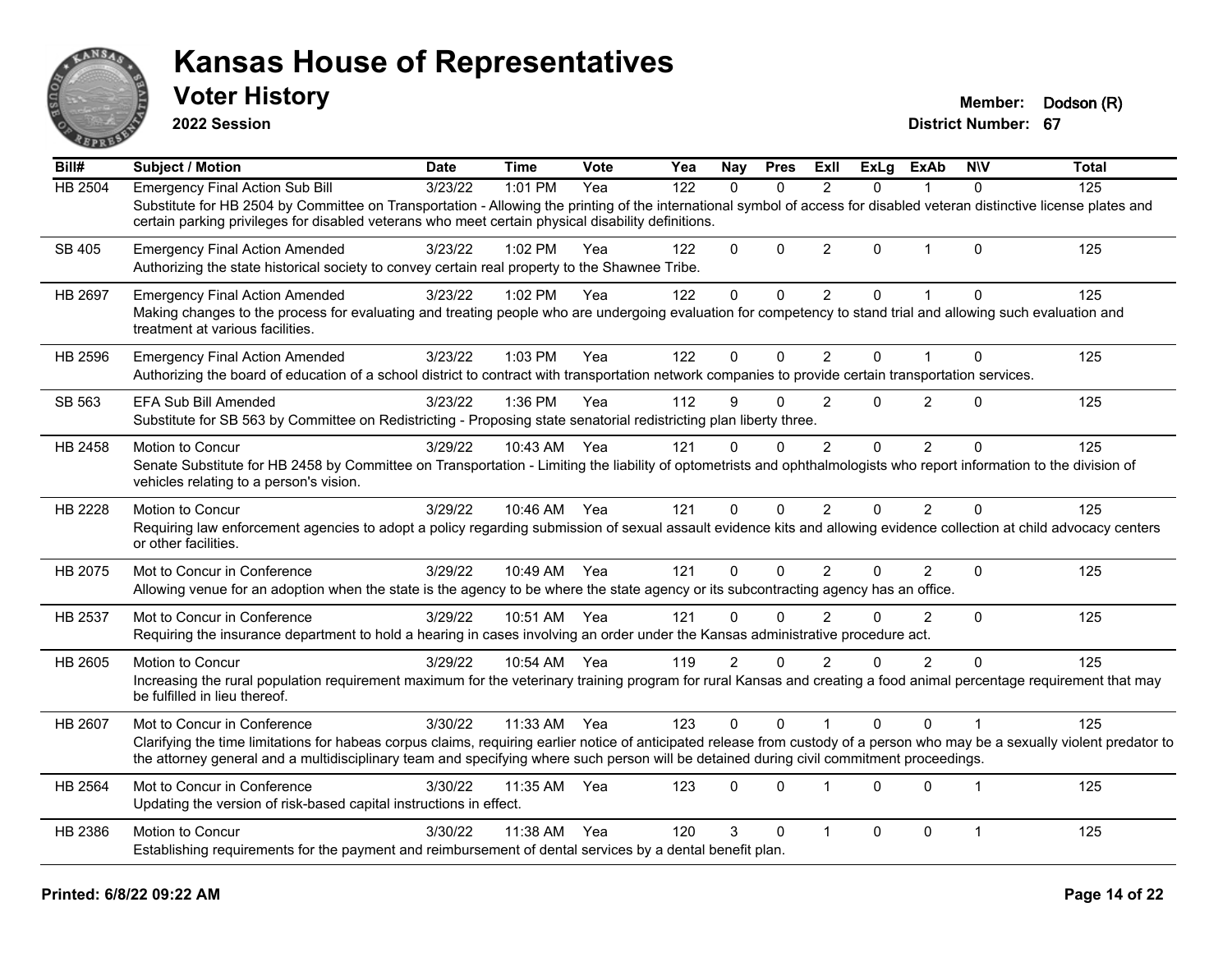# Kansas House of Representatives

## Voter History

**2022 Session**

**Member:** Dodson (R)
**District Number:** 67

| Bill# | Subject / Motion | Date | Time | Vote | Yea | Nay | Pres | ExII | ExLg | ExAb | N\V | Total |
|---|---|---|---|---|---|---|---|---|---|---|---|---|
| HB 2504 | Emergency Final Action Sub Bill | 3/23/22 | 1:01 PM | Yea | 122 | 0 | 0 | 2 | 0 | 1 | 0 | 125 |
| | Substitute for HB 2504 by Committee on Transportation - Allowing the printing of the international symbol of access for disabled veteran distinctive license plates and certain parking privileges for disabled veterans who meet certain physical disability definitions. | | | | | | | | | | | |
| SB 405 | Emergency Final Action Amended | 3/23/22 | 1:02 PM | Yea | 122 | 0 | 0 | 2 | 0 | 1 | 0 | 125 |
| | Authorizing the state historical society to convey certain real property to the Shawnee Tribe. | | | | | | | | | | | |
| HB 2697 | Emergency Final Action Amended | 3/23/22 | 1:02 PM | Yea | 122 | 0 | 0 | 2 | 0 | 1 | 0 | 125 |
| | Making changes to the process for evaluating and treating people who are undergoing evaluation for competency to stand trial and allowing such evaluation and treatment at various facilities. | | | | | | | | | | | |
| HB 2596 | Emergency Final Action Amended | 3/23/22 | 1:03 PM | Yea | 122 | 0 | 0 | 2 | 0 | 1 | 0 | 125 |
| | Authorizing the board of education of a school district to contract with transportation network companies to provide certain transportation services. | | | | | | | | | | | |
| SB 563 | EFA Sub Bill Amended | 3/23/22 | 1:36 PM | Yea | 112 | 9 | 0 | 2 | 0 | 2 | 0 | 125 |
| | Substitute for SB 563 by Committee on Redistricting - Proposing state senatorial redistricting plan liberty three. | | | | | | | | | | | |
| HB 2458 | Motion to Concur | 3/29/22 | 10:43 AM | Yea | 121 | 0 | 0 | 2 | 0 | 2 | 0 | 125 |
| | Senate Substitute for HB 2458 by Committee on Transportation - Limiting the liability of optometrists and ophthalmologists who report information to the division of vehicles relating to a person's vision. | | | | | | | | | | | |
| HB 2228 | Motion to Concur | 3/29/22 | 10:46 AM | Yea | 121 | 0 | 0 | 2 | 0 | 2 | 0 | 125 |
| | Requiring law enforcement agencies to adopt a policy regarding submission of sexual assault evidence kits and allowing evidence collection at child advocacy centers or other facilities. | | | | | | | | | | | |
| HB 2075 | Mot to Concur in Conference | 3/29/22 | 10:49 AM | Yea | 121 | 0 | 0 | 2 | 0 | 2 | 0 | 125 |
| | Allowing venue for an adoption when the state is the agency to be where the state agency or its subcontracting agency has an office. | | | | | | | | | | | |
| HB 2537 | Mot to Concur in Conference | 3/29/22 | 10:51 AM | Yea | 121 | 0 | 0 | 2 | 0 | 2 | 0 | 125 |
| | Requiring the insurance department to hold a hearing in cases involving an order under the Kansas administrative procedure act. | | | | | | | | | | | |
| HB 2605 | Motion to Concur | 3/29/22 | 10:54 AM | Yea | 119 | 2 | 0 | 2 | 0 | 2 | 0 | 125 |
| | Increasing the rural population requirement maximum for the veterinary training program for rural Kansas and creating a food animal percentage requirement that may be fulfilled in lieu thereof. | | | | | | | | | | | |
| HB 2607 | Mot to Concur in Conference | 3/30/22 | 11:33 AM | Yea | 123 | 0 | 0 | 1 | 0 | 0 | 1 | 125 |
| | Clarifying the time limitations for habeas corpus claims, requiring earlier notice of anticipated release from custody of a person who may be a sexually violent predator to the attorney general and a multidisciplinary team and specifying where such person will be detained during civil commitment proceedings. | | | | | | | | | | | |
| HB 2564 | Mot to Concur in Conference | 3/30/22 | 11:35 AM | Yea | 123 | 0 | 0 | 1 | 0 | 0 | 1 | 125 |
| | Updating the version of risk-based capital instructions in effect. | | | | | | | | | | | |
| HB 2386 | Motion to Concur | 3/30/22 | 11:38 AM | Yea | 120 | 3 | 0 | 1 | 0 | 0 | 1 | 125 |
| | Establishing requirements for the payment and reimbursement of dental services by a dental benefit plan. | | | | | | | | | | | |

**Printed: 6/8/22 09:22 AM**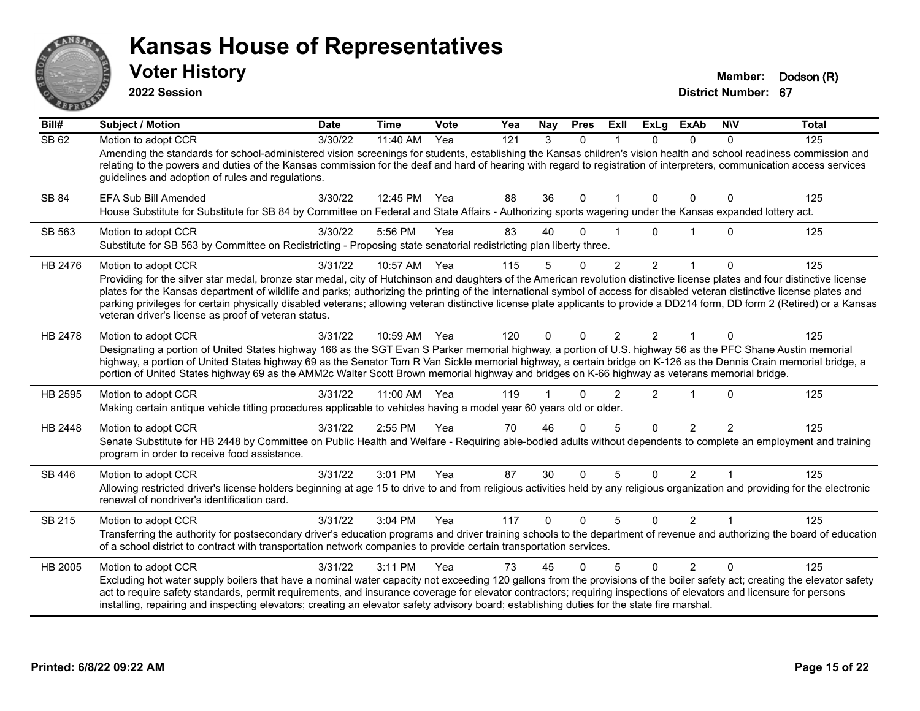# Kansas House of Representatives

## Voter History

**2022 Session**

**Member:** Dodson (R)

**District Number:** 67

| Bill# | Subject / Motion | Date | Time | Vote | Yea | Nay | Pres | ExII | ExLg | ExAb | N\V | Total |
|---|---|---|---|---|---|---|---|---|---|---|---|---|
| SB 62 | Motion to adopt CCR | 3/30/22 | 11:40 AM | Yea | 121 | 3 | 0 | 1 | 0 | 0 | 0 | 125 |
| | Amending the standards for school-administered vision screenings for students, establishing the Kansas children's vision health and school readiness commission and relating to the powers and duties of the Kansas commission for the deaf and hard of hearing with regard to registration of interpreters, communication access services guidelines and adoption of rules and regulations. | | | | | | | | | | | |
| SB 84 | EFA Sub Bill Amended | 3/30/22 | 12:45 PM | Yea | 88 | 36 | 0 | 1 | 0 | 0 | 0 | 125 |
| | House Substitute for Substitute for SB 84 by Committee on Federal and State Affairs - Authorizing sports wagering under the Kansas expanded lottery act. | | | | | | | | | | | |
| SB 563 | Motion to adopt CCR | 3/30/22 | 5:56 PM | Yea | 83 | 40 | 0 | 1 | 0 | 1 | 0 | 125 |
| | Substitute for SB 563 by Committee on Redistricting - Proposing state senatorial redistricting plan liberty three. | | | | | | | | | | | |
| HB 2476 | Motion to adopt CCR | 3/31/22 | 10:57 AM | Yea | 115 | 5 | 0 | 2 | 2 | 1 | 0 | 125 |
| | Providing for the silver star medal, bronze star medal, city of Hutchinson and daughters of the American revolution distinctive license plates and four distinctive license plates for the Kansas department of wildlife and parks; authorizing the printing of the international symbol of access for disabled veteran distinctive license plates and parking privileges for certain physically disabled veterans; allowing veteran distinctive license plate applicants to provide a DD214 form, DD form 2 (Retired) or a Kansas veteran driver's license as proof of veteran status. | | | | | | | | | | | |
| HB 2478 | Motion to adopt CCR | 3/31/22 | 10:59 AM | Yea | 120 | 0 | 0 | 2 | 2 | 1 | 0 | 125 |
| | Designating a portion of United States highway 166 as the SGT Evan S Parker memorial highway, a portion of U.S. highway 56 as the PFC Shane Austin memorial highway, a portion of United States highway 69 as the Senator Tom R Van Sickle memorial highway, a certain bridge on K-126 as the Dennis Crain memorial bridge, a portion of United States highway 69 as the AMM2c Walter Scott Brown memorial highway and bridges on K-66 highway as veterans memorial bridge. | | | | | | | | | | | |
| HB 2595 | Motion to adopt CCR | 3/31/22 | 11:00 AM | Yea | 119 | 1 | 0 | 2 | 2 | 1 | 0 | 125 |
| | Making certain antique vehicle titling procedures applicable to vehicles having a model year 60 years old or older. | | | | | | | | | | | |
| HB 2448 | Motion to adopt CCR | 3/31/22 | 2:55 PM | Yea | 70 | 46 | 0 | 5 | 0 | 2 | 2 | 125 |
| | Senate Substitute for HB 2448 by Committee on Public Health and Welfare - Requiring able-bodied adults without dependents to complete an employment and training program in order to receive food assistance. | | | | | | | | | | | |
| SB 446 | Motion to adopt CCR | 3/31/22 | 3:01 PM | Yea | 87 | 30 | 0 | 5 | 0 | 2 | 1 | 125 |
| | Allowing restricted driver's license holders beginning at age 15 to drive to and from religious activities held by any religious organization and providing for the electronic renewal of nondriver's identification card. | | | | | | | | | | | |
| SB 215 | Motion to adopt CCR | 3/31/22 | 3:04 PM | Yea | 117 | 0 | 0 | 5 | 0 | 2 | 1 | 125 |
| | Transferring the authority for postsecondary driver's education programs and driver training schools to the department of revenue and authorizing the board of education of a school district to contract with transportation network companies to provide certain transportation services. | | | | | | | | | | | |
| HB 2005 | Motion to adopt CCR | 3/31/22 | 3:11 PM | Yea | 73 | 45 | 0 | 5 | 0 | 2 | 0 | 125 |
| | Excluding hot water supply boilers that have a nominal water capacity not exceeding 120 gallons from the provisions of the boiler safety act; creating the elevator safety act to require safety standards, permit requirements, and insurance coverage for elevator contractors; requiring inspections of elevators and licensure for persons installing, repairing and inspecting elevators; creating an elevator safety advisory board; establishing duties for the state fire marshal. | | | | | | | | | | | |

Printed: 6/8/22 09:22 AM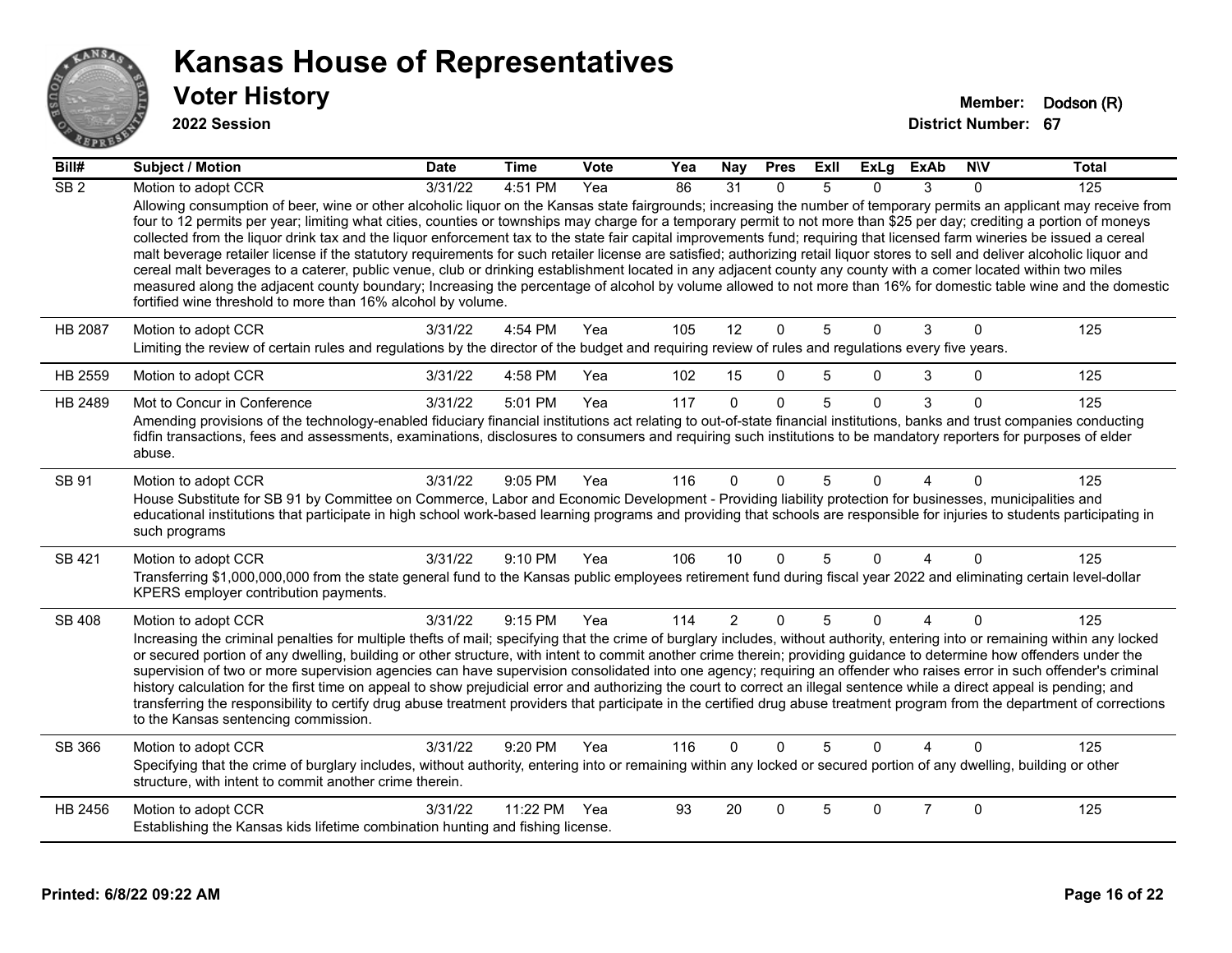# Kansas House of Representatives

## Voter History

**2022 Session**

**Member:** Dodson (R)
**District Number:** 67

| Bill# | Subject / Motion | Date | Time | Vote | Yea | Nay | Pres | ExII | ExLg | ExAb | N\V | Total |
|---|---|---|---|---|---|---|---|---|---|---|---|---|
| SB 2 | Motion to adopt CCR | 3/31/22 | 4:51 PM | Yea | 86 | 31 | 0 | 5 | 0 | 3 | 0 | 125 |
| | Allowing consumption of beer, wine or other alcoholic liquor on the Kansas state fairgrounds; increasing the number of temporary permits an applicant may receive from four to 12 permits per year; limiting what cities, counties or townships may charge for a temporary permit to not more than $25 per day; crediting a portion of moneys collected from the liquor drink tax and the liquor enforcement tax to the state fair capital improvements fund; requiring that licensed farm wineries be issued a cereal malt beverage retailer license if the statutory requirements for such retailer license are satisfied; authorizing retail liquor stores to sell and deliver alcoholic liquor and cereal malt beverages to a caterer, public venue, club or drinking establishment located in any adjacent county any county with a comer located within two miles measured along the adjacent county boundary; Increasing the percentage of alcohol by volume allowed to not more than 16% for domestic table wine and the domestic fortified wine threshold to more than 16% alcohol by volume. | | | | | | | | | | | |
| HB 2087 | Motion to adopt CCR | 3/31/22 | 4:54 PM | Yea | 105 | 12 | 0 | 5 | 0 | 3 | 0 | 125 |
| | Limiting the review of certain rules and regulations by the director of the budget and requiring review of rules and regulations every five years. | | | | | | | | | | | |
| HB 2559 | Motion to adopt CCR | 3/31/22 | 4:58 PM | Yea | 102 | 15 | 0 | 5 | 0 | 3 | 0 | 125 |
| HB 2489 | Mot to Concur in Conference | 3/31/22 | 5:01 PM | Yea | 117 | 0 | 0 | 5 | 0 | 3 | 0 | 125 |
| | Amending provisions of the technology-enabled fiduciary financial institutions act relating to out-of-state financial institutions, banks and trust companies conducting fidfin transactions, fees and assessments, examinations, disclosures to consumers and requiring such institutions to be mandatory reporters for purposes of elder abuse. | | | | | | | | | | | |
| SB 91 | Motion to adopt CCR | 3/31/22 | 9:05 PM | Yea | 116 | 0 | 0 | 5 | 0 | 4 | 0 | 125 |
| | House Substitute for SB 91 by Committee on Commerce, Labor and Economic Development - Providing liability protection for businesses, municipalities and educational institutions that participate in high school work-based learning programs and providing that schools are responsible for injuries to students participating in such programs | | | | | | | | | | | |
| SB 421 | Motion to adopt CCR | 3/31/22 | 9:10 PM | Yea | 106 | 10 | 0 | 5 | 0 | 4 | 0 | 125 |
| | Transferring $1,000,000,000 from the state general fund to the Kansas public employees retirement fund during fiscal year 2022 and eliminating certain level-dollar KPERS employer contribution payments. | | | | | | | | | | | |
| SB 408 | Motion to adopt CCR | 3/31/22 | 9:15 PM | Yea | 114 | 2 | 0 | 5 | 0 | 4 | 0 | 125 |
| | Increasing the criminal penalties for multiple thefts of mail; specifying that the crime of burglary includes, without authority, entering into or remaining within any locked or secured portion of any dwelling, building or other structure, with intent to commit another crime therein; providing guidance to determine how offenders under the supervision of two or more supervision agencies can have supervision consolidated into one agency; requiring an offender who raises error in such offender's criminal history calculation for the first time on appeal to show prejudicial error and authorizing the court to correct an illegal sentence while a direct appeal is pending; and transferring the responsibility to certify drug abuse treatment providers that participate in the certified drug abuse treatment program from the department of corrections to the Kansas sentencing commission. | | | | | | | | | | | |
| SB 366 | Motion to adopt CCR | 3/31/22 | 9:20 PM | Yea | 116 | 0 | 0 | 5 | 0 | 4 | 0 | 125 |
| | Specifying that the crime of burglary includes, without authority, entering into or remaining within any locked or secured portion of any dwelling, building or other structure, with intent to commit another crime therein. | | | | | | | | | | | |
| HB 2456 | Motion to adopt CCR | 3/31/22 | 11:22 PM | Yea | 93 | 20 | 0 | 5 | 0 | 7 | 0 | 125 |
| | Establishing the Kansas kids lifetime combination hunting and fishing license. | | | | | | | | | | | |

Printed: 6/8/22 09:22 AM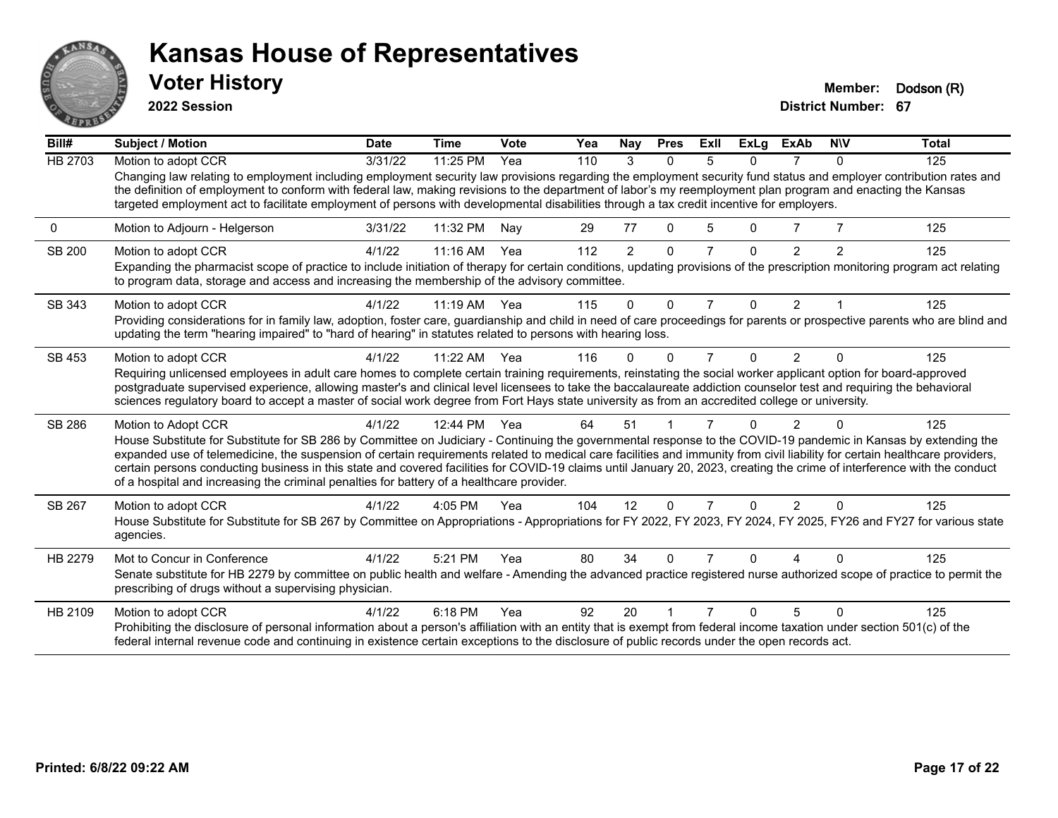# Kansas House of Representatives

## Voter History

**2022 Session**

**Member:** Dodson (R)
**District Number:** 67

| Bill# | Subject / Motion | Date | Time | Vote | Yea | Nay | Pres | ExII | ExLg | ExAb | N\V | Total |
|---|---|---|---|---|---|---|---|---|---|---|---|---|
| HB 2703 | Motion to adopt CCR | 3/31/22 | 11:25 PM | Yea | 110 | 3 | 0 | 5 | 0 | 7 | 0 | 125 |
| | Changing law relating to employment including employment security law provisions regarding the employment security fund status and employer contribution rates and the definition of employment to conform with federal law, making revisions to the department of labor's my reemployment plan program and enacting the Kansas targeted employment act to facilitate employment of persons with developmental disabilities through a tax credit incentive for employers. | | | | | | | | | | | |
| 0 | Motion to Adjourn - Helgerson | 3/31/22 | 11:32 PM | Nay | 29 | 77 | 0 | 5 | 0 | 7 | 7 | 125 |
| SB 200 | Motion to adopt CCR | 4/1/22 | 11:16 AM | Yea | 112 | 2 | 0 | 7 | 0 | 2 | 2 | 125 |
| | Expanding the pharmacist scope of practice to include initiation of therapy for certain conditions, updating provisions of the prescription monitoring program act relating to program data, storage and access and increasing the membership of the advisory committee. | | | | | | | | | | | |
| SB 343 | Motion to adopt CCR | 4/1/22 | 11:19 AM | Yea | 115 | 0 | 0 | 7 | 0 | 2 | 1 | 125 |
| | Providing considerations for in family law, adoption, foster care, guardianship and child in need of care proceedings for parents or prospective parents who are blind and updating the term "hearing impaired" to "hard of hearing" in statutes related to persons with hearing loss. | | | | | | | | | | | |
| SB 453 | Motion to adopt CCR | 4/1/22 | 11:22 AM | Yea | 116 | 0 | 0 | 7 | 0 | 2 | 0 | 125 |
| | Requiring unlicensed employees in adult care homes to complete certain training requirements, reinstating the social worker applicant option for board-approved postgraduate supervised experience, allowing master's and clinical level licensees to take the baccalaureate addiction counselor test and requiring the behavioral sciences regulatory board to accept a master of social work degree from Fort Hays state university as from an accredited college or university. | | | | | | | | | | | |
| SB 286 | Motion to Adopt CCR | 4/1/22 | 12:44 PM | Yea | 64 | 51 | 1 | 7 | 0 | 2 | 0 | 125 |
| | House Substitute for Substitute for SB 286 by Committee on Judiciary - Continuing the governmental response to the COVID-19 pandemic in Kansas by extending the expanded use of telemedicine, the suspension of certain requirements related to medical care facilities and immunity from civil liability for certain healthcare providers, certain persons conducting business in this state and covered facilities for COVID-19 claims until January 20, 2023, creating the crime of interference with the conduct of a hospital and increasing the criminal penalties for battery of a healthcare provider. | | | | | | | | | | | |
| SB 267 | Motion to adopt CCR | 4/1/22 | 4:05 PM | Yea | 104 | 12 | 0 | 7 | 0 | 2 | 0 | 125 |
| | House Substitute for Substitute for SB 267 by Committee on Appropriations - Appropriations for FY 2022, FY 2023, FY 2024, FY 2025, FY26 and FY27 for various state agencies. | | | | | | | | | | | |
| HB 2279 | Mot to Concur in Conference | 4/1/22 | 5:21 PM | Yea | 80 | 34 | 0 | 7 | 0 | 4 | 0 | 125 |
| | Senate substitute for HB 2279 by committee on public health and welfare - Amending the advanced practice registered nurse authorized scope of practice to permit the prescribing of drugs without a supervising physician. | | | | | | | | | | | |
| HB 2109 | Motion to adopt CCR | 4/1/22 | 6:18 PM | Yea | 92 | 20 | 1 | 7 | 0 | 5 | 0 | 125 |
| | Prohibiting the disclosure of personal information about a person's affiliation with an entity that is exempt from federal income taxation under section 501(c) of the federal internal revenue code and continuing in existence certain exceptions to the disclosure of public records under the open records act. | | | | | | | | | | | |

Printed: 6/8/22 09:22 AM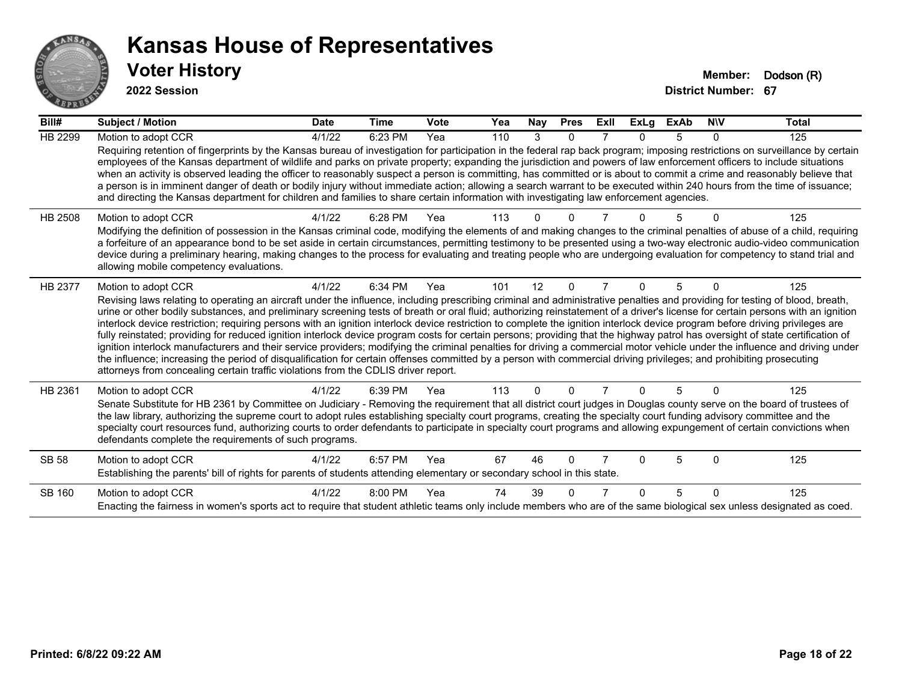# Kansas House of Representatives

## Voter History

**2022 Session**

**Member:** Dodson (R)
**District Number:** 67

| Bill# | Subject / Motion | Date | Time | Vote | Yea | Nay | Pres | ExII | ExLg | ExAb | N\V | Total |
|---|---|---|---|---|---|---|---|---|---|---|---|---|
| HB 2299 | Motion to adopt CCR | 4/1/22 | 6:23 PM | Yea | 110 | 3 | 0 | 7 | 0 | 5 | 0 | 125 |
| | Requiring retention of fingerprints by the Kansas bureau of investigation for participation in the federal rap back program; imposing restrictions on surveillance by certain employees of the Kansas department of wildlife and parks on private property; expanding the jurisdiction and powers of law enforcement officers to include situations when an activity is observed leading the officer to reasonably suspect a person is committing, has committed or is about to commit a crime and reasonably believe that a person is in imminent danger of death or bodily injury without immediate action; allowing a search warrant to be executed within 240 hours from the time of issuance; and directing the Kansas department for children and families to share certain information with investigating law enforcement agencies. | | | | | | | | | | | |
| HB 2508 | Motion to adopt CCR | 4/1/22 | 6:28 PM | Yea | 113 | 0 | 0 | 7 | 0 | 5 | 0 | 125 |
| | Modifying the definition of possession in the Kansas criminal code, modifying the elements of and making changes to the criminal penalties of abuse of a child, requiring a forfeiture of an appearance bond to be set aside in certain circumstances, permitting testimony to be presented using a two-way electronic audio-video communication device during a preliminary hearing, making changes to the process for evaluating and treating people who are undergoing evaluation for competency to stand trial and allowing mobile competency evaluations. | | | | | | | | | | | |
| HB 2377 | Motion to adopt CCR | 4/1/22 | 6:34 PM | Yea | 101 | 12 | 0 | 7 | 0 | 5 | 0 | 125 |
| | Revising laws relating to operating an aircraft under the influence, including prescribing criminal and administrative penalties and providing for testing of blood, breath, urine or other bodily substances, and preliminary screening tests of breath or oral fluid; authorizing reinstatement of a driver's license for certain persons with an ignition interlock device restriction; requiring persons with an ignition interlock device restriction to complete the ignition interlock device program before driving privileges are fully reinstated; providing for reduced ignition interlock device program costs for certain persons; providing that the highway patrol has oversight of state certification of ignition interlock manufacturers and their service providers; modifying the criminal penalties for driving a commercial motor vehicle under the influence and driving under the influence; increasing the period of disqualification for certain offenses committed by a person with commercial driving privileges; and prohibiting prosecuting attorneys from concealing certain traffic violations from the CDLIS driver report. | | | | | | | | | | | |
| HB 2361 | Motion to adopt CCR | 4/1/22 | 6:39 PM | Yea | 113 | 0 | 0 | 7 | 0 | 5 | 0 | 125 |
| | Senate Substitute for HB 2361 by Committee on Judiciary - Removing the requirement that all district court judges in Douglas county serve on the board of trustees of the law library, authorizing the supreme court to adopt rules establishing specialty court programs, creating the specialty court funding advisory committee and the specialty court resources fund, authorizing courts to order defendants to participate in specialty court programs and allowing expungement of certain convictions when defendants complete the requirements of such programs. | | | | | | | | | | | |
| SB 58 | Motion to adopt CCR | 4/1/22 | 6:57 PM | Yea | 67 | 46 | 0 | 7 | 0 | 5 | 0 | 125 |
| | Establishing the parents' bill of rights for parents of students attending elementary or secondary school in this state. | | | | | | | | | | | |
| SB 160 | Motion to adopt CCR | 4/1/22 | 8:00 PM | Yea | 74 | 39 | 0 | 7 | 0 | 5 | 0 | 125 |
| | Enacting the fairness in women's sports act to require that student athletic teams only include members who are of the same biological sex unless designated as coed. | | | | | | | | | | | |

Printed: 6/8/22 09:22 AM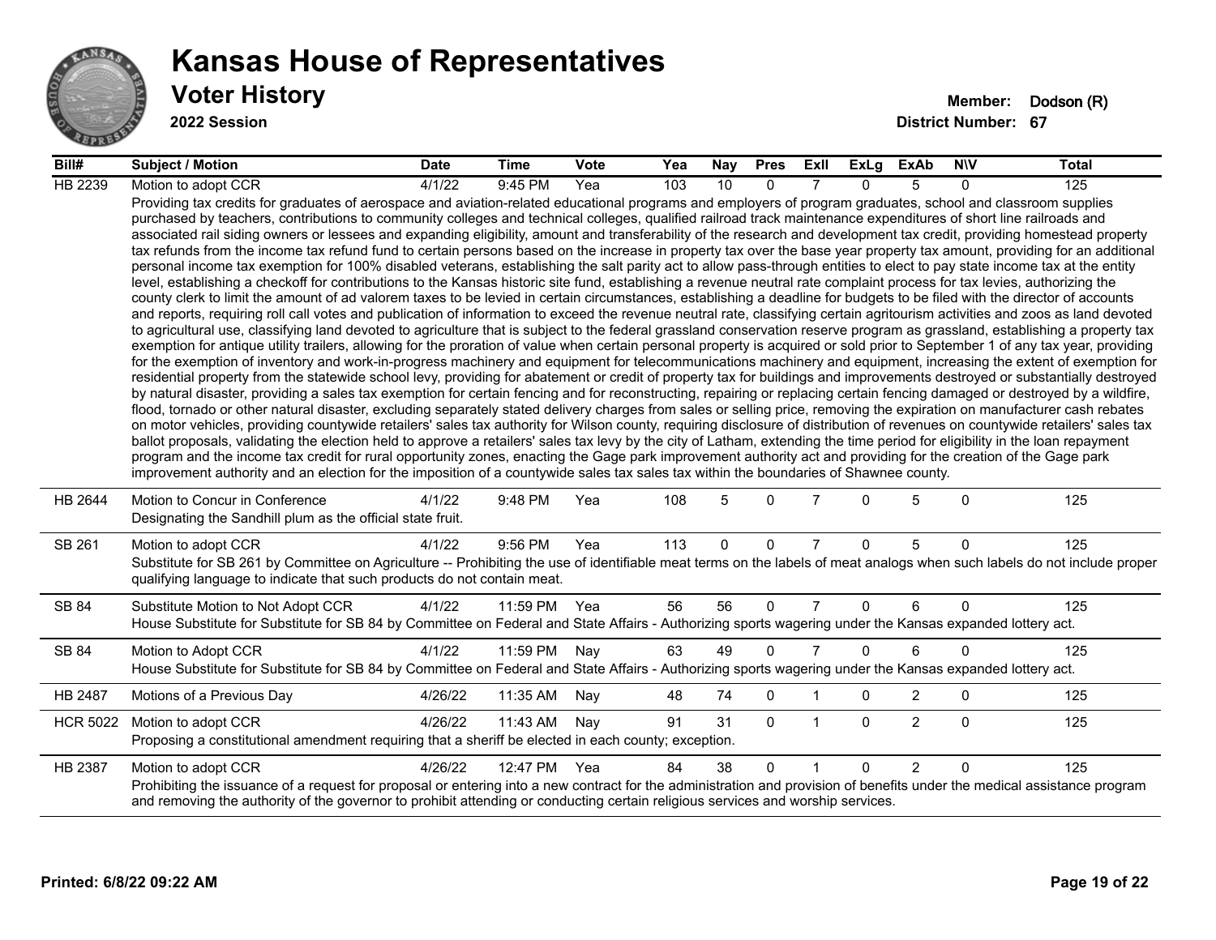# Kansas House of Representatives

## Voter History

**2022 Session**

**Member:** Dodson (R)
**District Number:** 67

| Bill# | Subject / Motion | Date | Time | Vote | Yea | Nay | Pres | ExII | ExLg | ExAb | N\V | Total |
|---|---|---|---|---|---|---|---|---|---|---|---|---|
| HB 2239 | Motion to adopt CCR | 4/1/22 | 9:45 PM | Yea | 103 | 10 | 0 | 7 | 0 | 5 | 0 | 125 |
| | Providing tax credits for graduates of aerospace and aviation-related educational programs and employers of program graduates, school and classroom supplies purchased by teachers, contributions to community colleges and technical colleges, qualified railroad track maintenance expenditures of short line railroads and associated rail siding owners or lessees and expanding eligibility, amount and transferability of the research and development tax credit, providing homestead property tax refunds from the income tax refund fund to certain persons based on the increase in property tax over the base year property tax amount, providing for an additional personal income tax exemption for 100% disabled veterans, establishing the salt parity act to allow pass-through entities to elect to pay state income tax at the entity level, establishing a checkoff for contributions to the Kansas historic site fund, establishing a revenue neutral rate complaint process for tax levies, authorizing the county clerk to limit the amount of ad valorem taxes to be levied in certain circumstances, establishing a deadline for budgets to be filed with the director of accounts and reports, requiring roll call votes and publication of information to exceed the revenue neutral rate, classifying certain agritourism activities and zoos as land devoted to agricultural use, classifying land devoted to agriculture that is subject to the federal grassland conservation reserve program as grassland, establishing a property tax exemption for antique utility trailers, allowing for the proration of value when certain personal property is acquired or sold prior to September 1 of any tax year, providing for the exemption of inventory and work-in-progress machinery and equipment for telecommunications machinery and equipment, increasing the extent of exemption for residential property from the statewide school levy, providing for abatement or credit of property tax for buildings and improvements destroyed or substantially destroyed by natural disaster, providing a sales tax exemption for certain fencing and for reconstructing, repairing or replacing certain fencing damaged or destroyed by a wildfire, flood, tornado or other natural disaster, excluding separately stated delivery charges from sales or selling price, removing the expiration on manufacturer cash rebates on motor vehicles, providing countywide retailers' sales tax authority for Wilson county, requiring disclosure of distribution of revenues on countywide retailers' sales tax ballot proposals, validating the election held to approve a retailers' sales tax levy by the city of Latham, extending the time period for eligibility in the loan repayment program and the income tax credit for rural opportunity zones, enacting the Gage park improvement authority act and providing for the creation of the Gage park improvement authority and an election for the imposition of a countywide sales tax sales tax within the boundaries of Shawnee county. | | | | | | | | | | | |
| HB 2644 | Motion to Concur in Conference | 4/1/22 | 9:48 PM | Yea | 108 | 5 | 0 | 7 | 0 | 5 | 0 | 125 |
| | Designating the Sandhill plum as the official state fruit. | | | | | | | | | | | |
| SB 261 | Motion to adopt CCR | 4/1/22 | 9:56 PM | Yea | 113 | 0 | 0 | 7 | 0 | 5 | 0 | 125 |
| | Substitute for SB 261 by Committee on Agriculture -- Prohibiting the use of identifiable meat terms on the labels of meat analogs when such labels do not include proper qualifying language to indicate that such products do not contain meat. | | | | | | | | | | | |
| SB 84 | Substitute Motion to Not Adopt CCR | 4/1/22 | 11:59 PM | Yea | 56 | 56 | 0 | 7 | 0 | 6 | 0 | 125 |
| | House Substitute for Substitute for SB 84 by Committee on Federal and State Affairs - Authorizing sports wagering under the Kansas expanded lottery act. | | | | | | | | | | | |
| SB 84 | Motion to Adopt CCR | 4/1/22 | 11:59 PM | Nay | 63 | 49 | 0 | 7 | 0 | 6 | 0 | 125 |
| | House Substitute for Substitute for SB 84 by Committee on Federal and State Affairs - Authorizing sports wagering under the Kansas expanded lottery act. | | | | | | | | | | | |
| HB 2487 | Motions of a Previous Day | 4/26/22 | 11:35 AM | Nay | 48 | 74 | 0 | 1 | 0 | 2 | 0 | 125 |
| HCR 5022 | Motion to adopt CCR | 4/26/22 | 11:43 AM | Nay | 91 | 31 | 0 | 1 | 0 | 2 | 0 | 125 |
| | Proposing a constitutional amendment requiring that a sheriff be elected in each county; exception. | | | | | | | | | | | |
| HB 2387 | Motion to adopt CCR | 4/26/22 | 12:47 PM | Yea | 84 | 38 | 0 | 1 | 0 | 2 | 0 | 125 |
| | Prohibiting the issuance of a request for proposal or entering into a new contract for the administration and provision of benefits under the medical assistance program and removing the authority of the governor to prohibit attending or conducting certain religious services and worship services. | | | | | | | | | | | |

**Printed: 6/8/22 09:22 AM**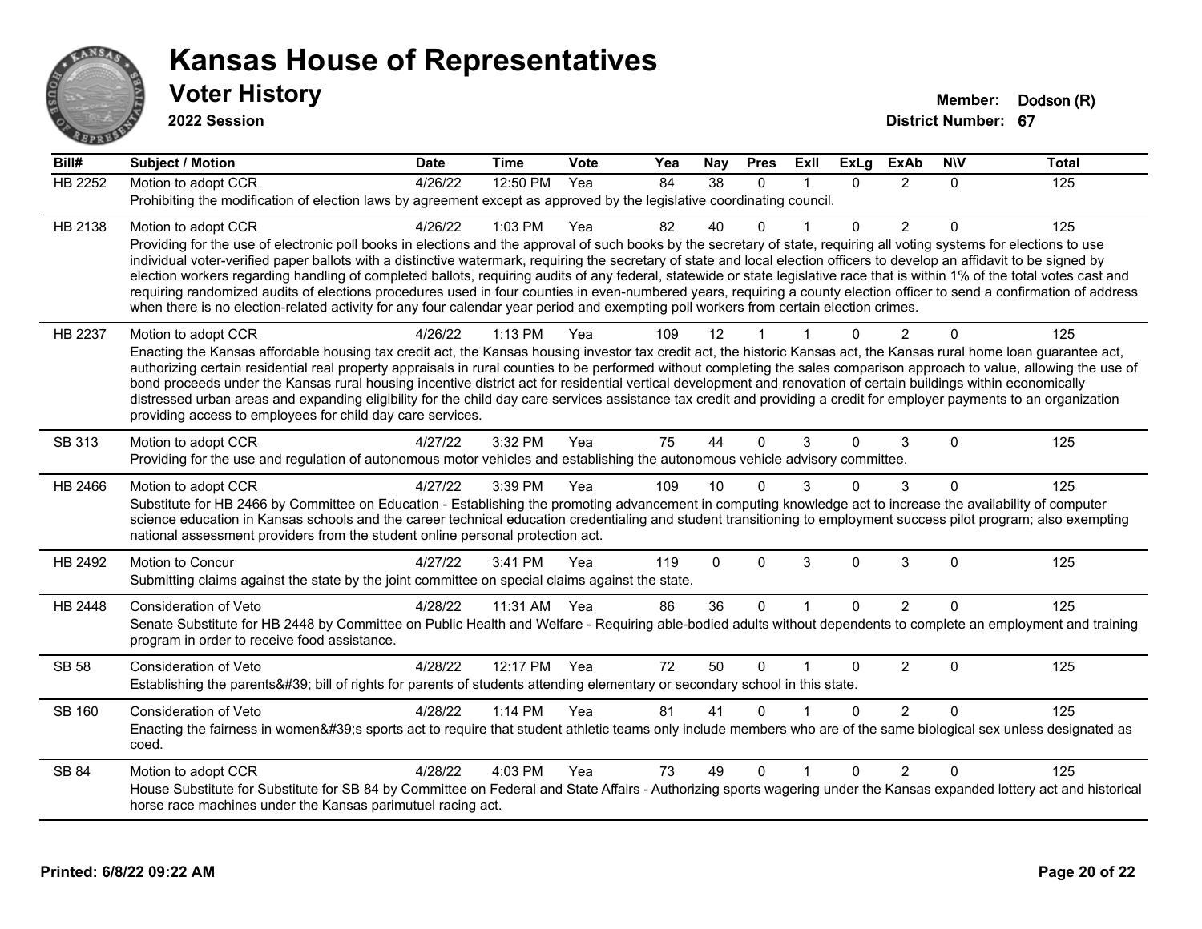# Kansas House of Representatives

## Voter History

**2022 Session**

**Member:** Dodson (R)
**District Number:** 67

| Bill# | Subject / Motion | Date | Time | Vote | Yea | Nay | Pres | ExII | ExLg | ExAb | N\V | Total |
|---|---|---|---|---|---|---|---|---|---|---|---|---|
| HB 2252 | Motion to adopt CCR | 4/26/22 | 12:50 PM | Yea | 84 | 38 | 0 | 1 | 0 | 2 | 0 | 125 |
| | Prohibiting the modification of election laws by agreement except as approved by the legislative coordinating council. | | | | | | | | | | | |
| HB 2138 | Motion to adopt CCR | 4/26/22 | 1:03 PM | Yea | 82 | 40 | 0 | 1 | 0 | 2 | 0 | 125 |
| | Providing for the use of electronic poll books in elections and the approval of such books by the secretary of state, requiring all voting systems for elections to use individual voter-verified paper ballots with a distinctive watermark, requiring the secretary of state and local election officers to develop an affidavit to be signed by election workers regarding handling of completed ballots, requiring audits of any federal, statewide or state legislative race that is within 1% of the total votes cast and requiring randomized audits of elections procedures used in four counties in even-numbered years, requiring a county election officer to send a confirmation of address when there is no election-related activity for any four calendar year period and exempting poll workers from certain election crimes. | | | | | | | | | | | |
| HB 2237 | Motion to adopt CCR | 4/26/22 | 1:13 PM | Yea | 109 | 12 | 1 | 1 | 0 | 2 | 0 | 125 |
| | Enacting the Kansas affordable housing tax credit act, the Kansas housing investor tax credit act, the historic Kansas act, the Kansas rural home loan guarantee act, authorizing certain residential real property appraisals in rural counties to be performed without completing the sales comparison approach to value, allowing the use of bond proceeds under the Kansas rural housing incentive district act for residential vertical development and renovation of certain buildings within economically distressed urban areas and expanding eligibility for the child day care services assistance tax credit and providing a credit for employer payments to an organization providing access to employees for child day care services. | | | | | | | | | | | |
| SB 313 | Motion to adopt CCR | 4/27/22 | 3:32 PM | Yea | 75 | 44 | 0 | 3 | 0 | 3 | 0 | 125 |
| | Providing for the use and regulation of autonomous motor vehicles and establishing the autonomous vehicle advisory committee. | | | | | | | | | | | |
| HB 2466 | Motion to adopt CCR | 4/27/22 | 3:39 PM | Yea | 109 | 10 | 0 | 3 | 0 | 3 | 0 | 125 |
| | Substitute for HB 2466 by Committee on Education - Establishing the promoting advancement in computing knowledge act to increase the availability of computer science education in Kansas schools and the career technical education credentialing and student transitioning to employment success pilot program; also exempting national assessment providers from the student online personal protection act. | | | | | | | | | | | |
| HB 2492 | Motion to Concur | 4/27/22 | 3:41 PM | Yea | 119 | 0 | 0 | 3 | 0 | 3 | 0 | 125 |
| | Submitting claims against the state by the joint committee on special claims against the state. | | | | | | | | | | | |
| HB 2448 | Consideration of Veto | 4/28/22 | 11:31 AM | Yea | 86 | 36 | 0 | 1 | 0 | 2 | 0 | 125 |
| | Senate Substitute for HB 2448 by Committee on Public Health and Welfare - Requiring able-bodied adults without dependents to complete an employment and training program in order to receive food assistance. | | | | | | | | | | | |
| SB 58 | Consideration of Veto | 4/28/22 | 12:17 PM | Yea | 72 | 50 | 0 | 1 | 0 | 2 | 0 | 125 |
| | Establishing the parents&#39; bill of rights for parents of students attending elementary or secondary school in this state. | | | | | | | | | | | |
| SB 160 | Consideration of Veto | 4/28/22 | 1:14 PM | Yea | 81 | 41 | 0 | 1 | 0 | 2 | 0 | 125 |
| | Enacting the fairness in women&#39;s sports act to require that student athletic teams only include members who are of the same biological sex unless designated as coed. | | | | | | | | | | | |
| SB 84 | Motion to adopt CCR | 4/28/22 | 4:03 PM | Yea | 73 | 49 | 0 | 1 | 0 | 2 | 0 | 125 |
| | House Substitute for Substitute for SB 84 by Committee on Federal and State Affairs - Authorizing sports wagering under the Kansas expanded lottery act and historical horse race machines under the Kansas parimutuel racing act. | | | | | | | | | | | |

**Printed: 6/8/22 09:22 AM**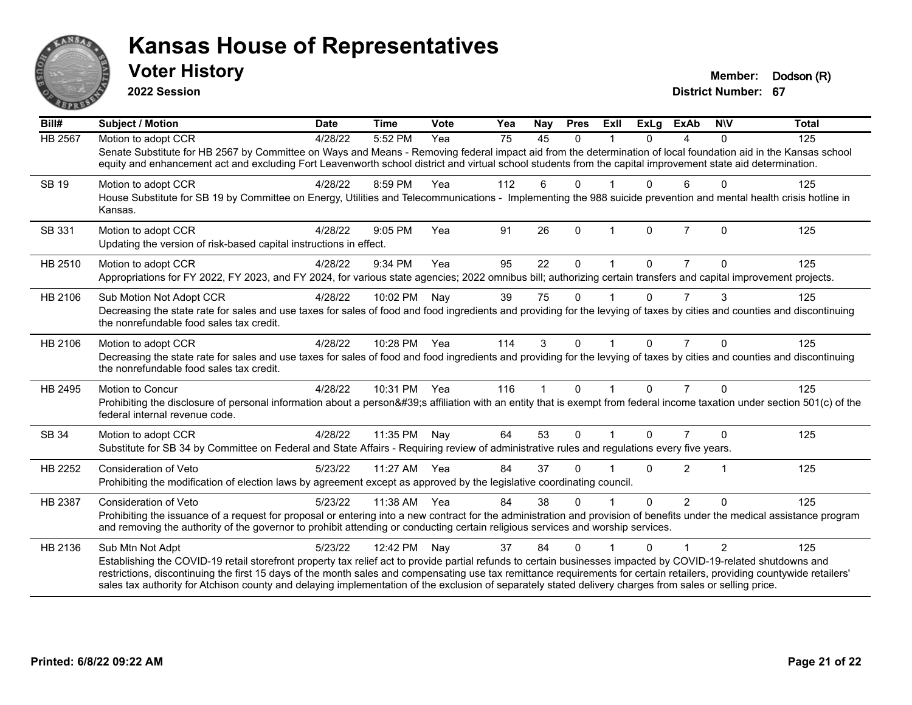# Kansas House of Representatives

## Voter History

**2022 Session**

**Member:** Dodson (R)
**District Number:** 67

| Bill# | Subject / Motion | Date | Time | Vote | Yea | Nay | Pres | ExII | ExLg | ExAb | N\V | Total |
|---|---|---|---|---|---|---|---|---|---|---|---|---|
| HB 2567 | Motion to adopt CCR | 4/28/22 | 5:52 PM | Yea | 75 | 45 | 0 | 1 | 0 | 4 | 0 | 125 |
| | Senate Substitute for HB 2567 by Committee on Ways and Means - Removing federal impact aid from the determination of local foundation aid in the Kansas school equity and enhancement act and excluding Fort Leavenworth school district and virtual school students from the capital improvement state aid determination. | | | | | | | | | | | |
| SB 19 | Motion to adopt CCR | 4/28/22 | 8:59 PM | Yea | 112 | 6 | 0 | 1 | 0 | 6 | 0 | 125 |
| | House Substitute for SB 19 by Committee on Energy, Utilities and Telecommunications - Implementing the 988 suicide prevention and mental health crisis hotline in Kansas. | | | | | | | | | | | |
| SB 331 | Motion to adopt CCR | 4/28/22 | 9:05 PM | Yea | 91 | 26 | 0 | 1 | 0 | 7 | 0 | 125 |
| | Updating the version of risk-based capital instructions in effect. | | | | | | | | | | | |
| HB 2510 | Motion to adopt CCR | 4/28/22 | 9:34 PM | Yea | 95 | 22 | 0 | 1 | 0 | 7 | 0 | 125 |
| | Appropriations for FY 2022, FY 2023, and FY 2024, for various state agencies; 2022 omnibus bill; authorizing certain transfers and capital improvement projects. | | | | | | | | | | | |
| HB 2106 | Sub Motion Not Adopt CCR | 4/28/22 | 10:02 PM | Nay | 39 | 75 | 0 | 1 | 0 | 7 | 3 | 125 |
| | Decreasing the state rate for sales and use taxes for sales of food and food ingredients and providing for the levying of taxes by cities and counties and discontinuing the nonrefundable food sales tax credit. | | | | | | | | | | | |
| HB 2106 | Motion to adopt CCR | 4/28/22 | 10:28 PM | Yea | 114 | 3 | 0 | 1 | 0 | 7 | 0 | 125 |
| | Decreasing the state rate for sales and use taxes for sales of food and food ingredients and providing for the levying of taxes by cities and counties and discontinuing the nonrefundable food sales tax credit. | | | | | | | | | | | |
| HB 2495 | Motion to Concur | 4/28/22 | 10:31 PM | Yea | 116 | 1 | 0 | 1 | 0 | 7 | 0 | 125 |
| | Prohibiting the disclosure of personal information about a person&#39;s affiliation with an entity that is exempt from federal income taxation under section 501(c) of the federal internal revenue code. | | | | | | | | | | | |
| SB 34 | Motion to adopt CCR | 4/28/22 | 11:35 PM | Nay | 64 | 53 | 0 | 1 | 0 | 7 | 0 | 125 |
| | Substitute for SB 34 by Committee on Federal and State Affairs - Requiring review of administrative rules and regulations every five years. | | | | | | | | | | | |
| HB 2252 | Consideration of Veto | 5/23/22 | 11:27 AM | Yea | 84 | 37 | 0 | 1 | 0 | 2 | 1 | 125 |
| | Prohibiting the modification of election laws by agreement except as approved by the legislative coordinating council. | | | | | | | | | | | |
| HB 2387 | Consideration of Veto | 5/23/22 | 11:38 AM | Yea | 84 | 38 | 0 | 1 | 0 | 2 | 0 | 125 |
| | Prohibiting the issuance of a request for proposal or entering into a new contract for the administration and provision of benefits under the medical assistance program and removing the authority of the governor to prohibit attending or conducting certain religious services and worship services. | | | | | | | | | | | |
| HB 2136 | Sub Mtn Not Adpt | 5/23/22 | 12:42 PM | Nay | 37 | 84 | 0 | 1 | 0 | 1 | 2 | 125 |
| | Establishing the COVID-19 retail storefront property tax relief act to provide partial refunds to certain businesses impacted by COVID-19-related shutdowns and restrictions, discontinuing the first 15 days of the month sales and compensating use tax remittance requirements for certain retailers, providing countywide retailers' sales tax authority for Atchison county and delaying implementation of the exclusion of separately stated delivery charges from sales or selling price. | | | | | | | | | | | |

Printed: 6/8/22 09:22 AM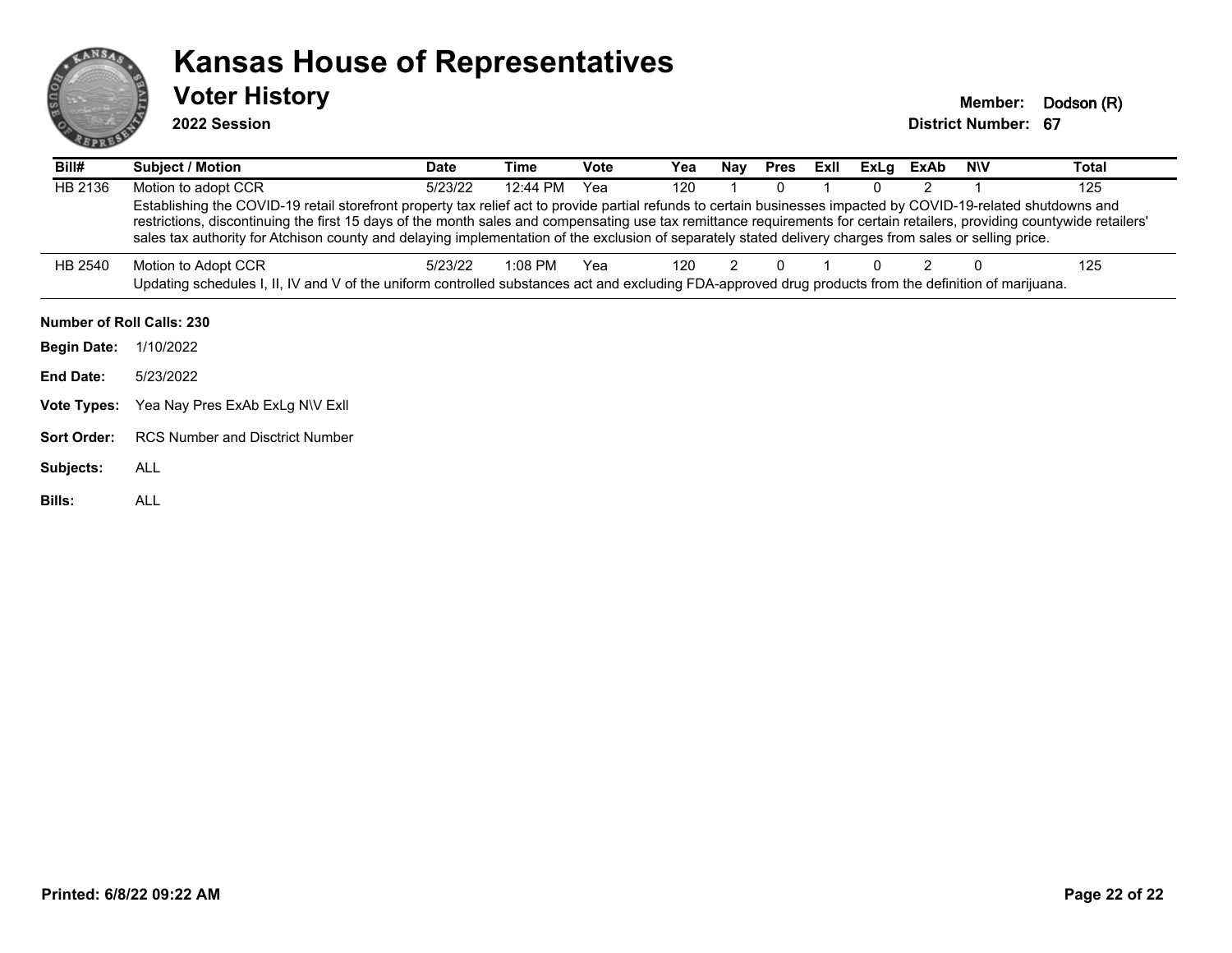# Kansas House of Representatives

## Voter History

**2022 Session**

**Member:** Dodson (R)
**District Number:** 67

| Bill# | Subject / Motion | Date | Time | Vote | Yea | Nay | Pres | ExII | ExLg | ExAb | N\V | Total |
|---|---|---|---|---|---|---|---|---|---|---|---|---|
| HB 2136 | Motion to adopt CCR | 5/23/22 | 12:44 PM | Yea | 120 | 1 | 0 | 1 | 0 | 2 | 1 | 125 |
| | Establishing the COVID-19 retail storefront property tax relief act to provide partial refunds to certain businesses impacted by COVID-19-related shutdowns and restrictions, discontinuing the first 15 days of the month sales and compensating use tax remittance requirements for certain retailers, providing countywide retailers' sales tax authority for Atchison county and delaying implementation of the exclusion of separately stated delivery charges from sales or selling price. | | | | | | | | | | | |
| HB 2540 | Motion to Adopt CCR | 5/23/22 | 1:08 PM | Yea | 120 | 2 | 0 | 1 | 0 | 2 | 0 | 125 |
| | Updating schedules I, II, IV and V of the uniform controlled substances act and excluding FDA-approved drug products from the definition of marijuana. | | | | | | | | | | | |

**Number of Roll Calls: 230**

**Begin Date:** 1/10/2022

**End Date:** 5/23/2022

**Vote Types:** Yea Nay Pres ExAb ExLg N\V ExII

**Sort Order:** RCS Number and Disctrict Number

**Subjects:** ALL

**Bills:** ALL

**Printed: 6/8/22 09:22 AM**